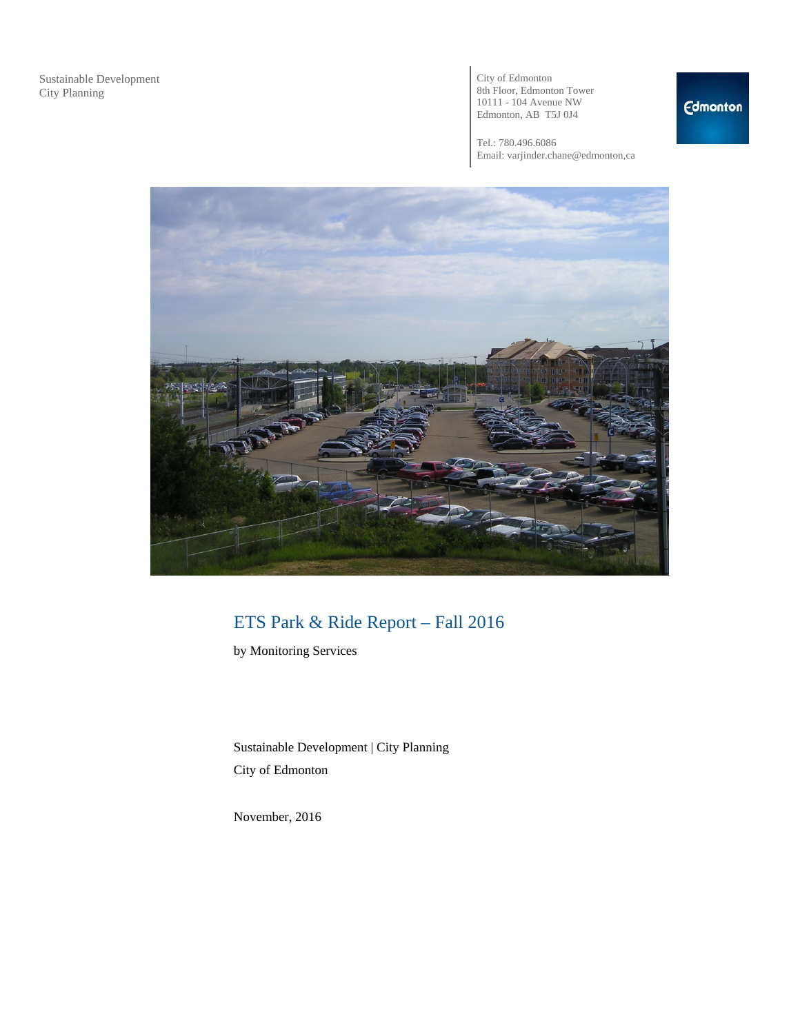Sustainable Development
City Planning

City of Edmonton
8th Floor, Edmonton Tower
10111 - 104 Avenue NW
Edmonton, AB T5J 0J4

Tel.: 780.496.6086
Email: varjinder.chane@edmonton,ca

# ETS Park & Ride Report – Fall 2016

by Monitoring Services

Sustainable Development | City Planning

City of Edmonton

November, 2016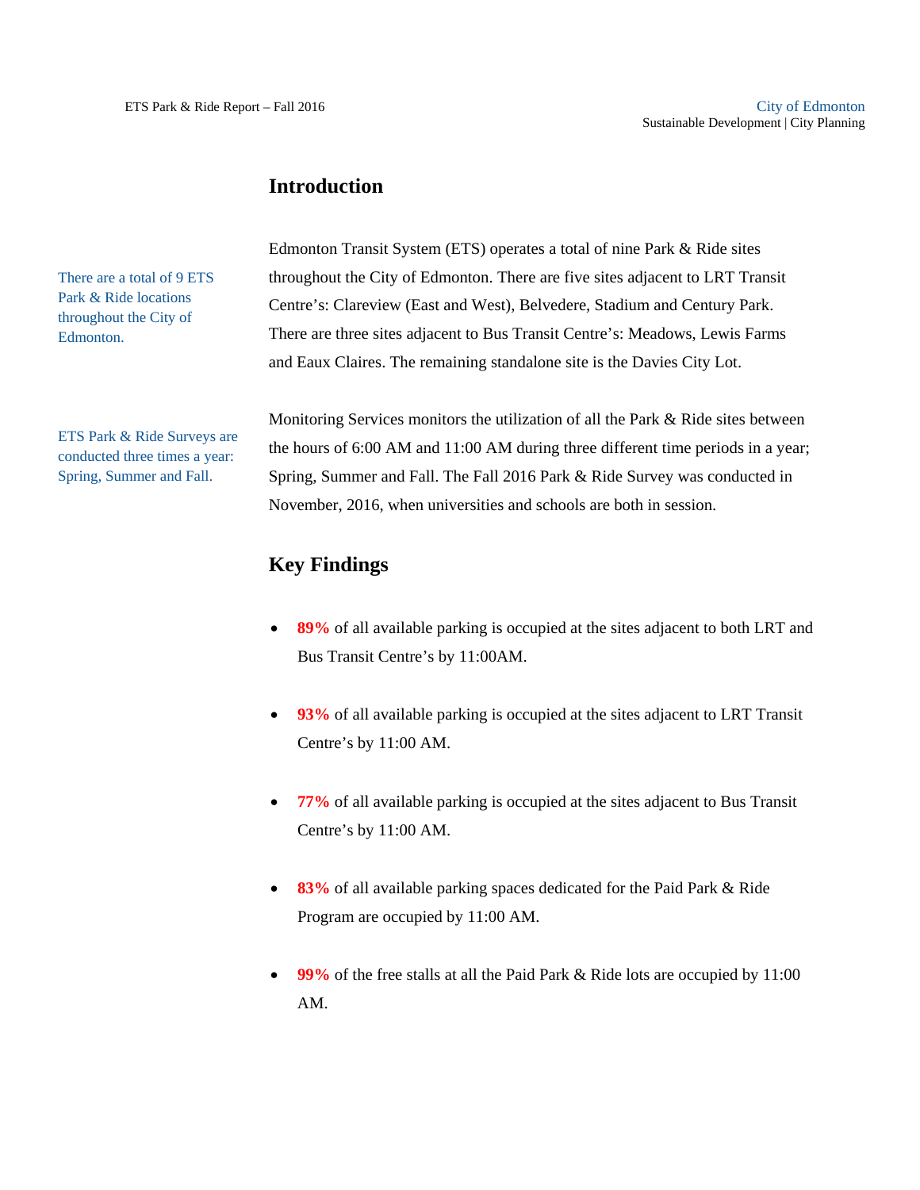## Introduction

There are a total of 9 ETS Park & Ride locations throughout the City of Edmonton.

Edmonton Transit System (ETS) operates a total of nine Park & Ride sites throughout the City of Edmonton. There are five sites adjacent to LRT Transit Centre's: Clareview (East and West), Belvedere, Stadium and Century Park. There are three sites adjacent to Bus Transit Centre's: Meadows, Lewis Farms and Eaux Claires. The remaining standalone site is the Davies City Lot.

ETS Park & Ride Surveys are conducted three times a year: Spring, Summer and Fall.

Monitoring Services monitors the utilization of all the Park & Ride sites between the hours of 6:00 AM and 11:00 AM during three different time periods in a year; Spring, Summer and Fall. The Fall 2016 Park & Ride Survey was conducted in November, 2016, when universities and schools are both in session.

## Key Findings

- **89%** of all available parking is occupied at the sites adjacent to both LRT and Bus Transit Centre's by 11:00AM.
- **93%** of all available parking is occupied at the sites adjacent to LRT Transit Centre's by 11:00 AM.
- **77%** of all available parking is occupied at the sites adjacent to Bus Transit Centre's by 11:00 AM.
- **83%** of all available parking spaces dedicated for the Paid Park & Ride Program are occupied by 11:00 AM.
- **99%** of the free stalls at all the Paid Park & Ride lots are occupied by 11:00 AM.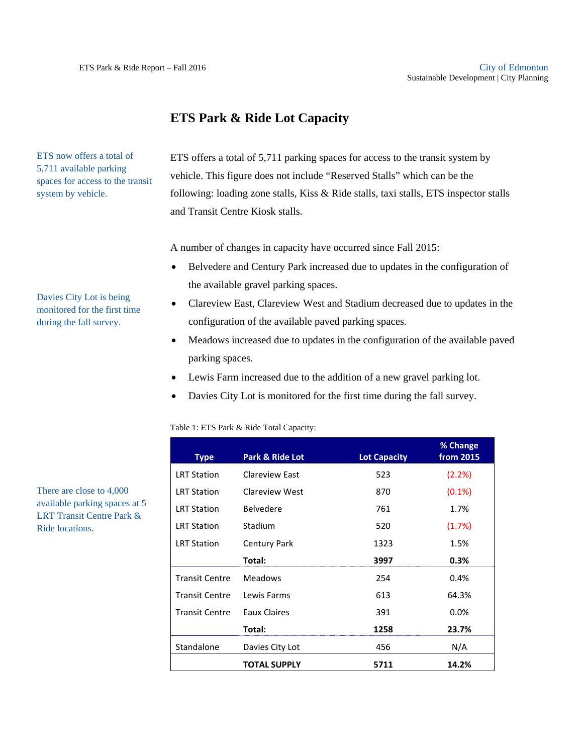# ETS Park & Ride Lot Capacity

ETS now offers a total of 5,711 available parking spaces for access to the transit system by vehicle.

ETS offers a total of 5,711 parking spaces for access to the transit system by vehicle. This figure does not include “Reserved Stalls” which can be the following: loading zone stalls, Kiss & Ride stalls, taxi stalls, ETS inspector stalls and Transit Centre Kiosk stalls.

Davies City Lot is being monitored for the first time during the fall survey.

A number of changes in capacity have occurred since Fall 2015:

- Belvedere and Century Park increased due to updates in the configuration of the available gravel parking spaces.
- Clareview East, Clareview West and Stadium decreased due to updates in the configuration of the available paved parking spaces.
- Meadows increased due to updates in the configuration of the available paved parking spaces.
- Lewis Farm increased due to the addition of a new gravel parking lot.
- Davies City Lot is monitored for the first time during the fall survey.

There are close to 4,000 available parking spaces at 5 LRT Transit Centre Park & Ride locations.

Table 1: ETS Park & Ride Total Capacity:

| Type | Park & Ride Lot | Lot Capacity | % Change from 2015 |
|---|---|---|---|
| LRT Station | Clareview East | 523 | (2.2%) |
| LRT Station | Clareview West | 870 | (0.1%) |
| LRT Station | Belvedere | 761 | 1.7% |
| LRT Station | Stadium | 520 | (1.7%) |
| LRT Station | Century Park | 1323 | 1.5% |
| | **Total:** | **3997** | **0.3%** |
| Transit Centre | Meadows | 254 | 0.4% |
| Transit Centre | Lewis Farms | 613 | 64.3% |
| Transit Centre | Eaux Claires | 391 | 0.0% |
| | **Total:** | **1258** | **23.7%** |
| Standalone | Davies City Lot | 456 | N/A |
| | **TOTAL SUPPLY** | **5711** | **14.2%** |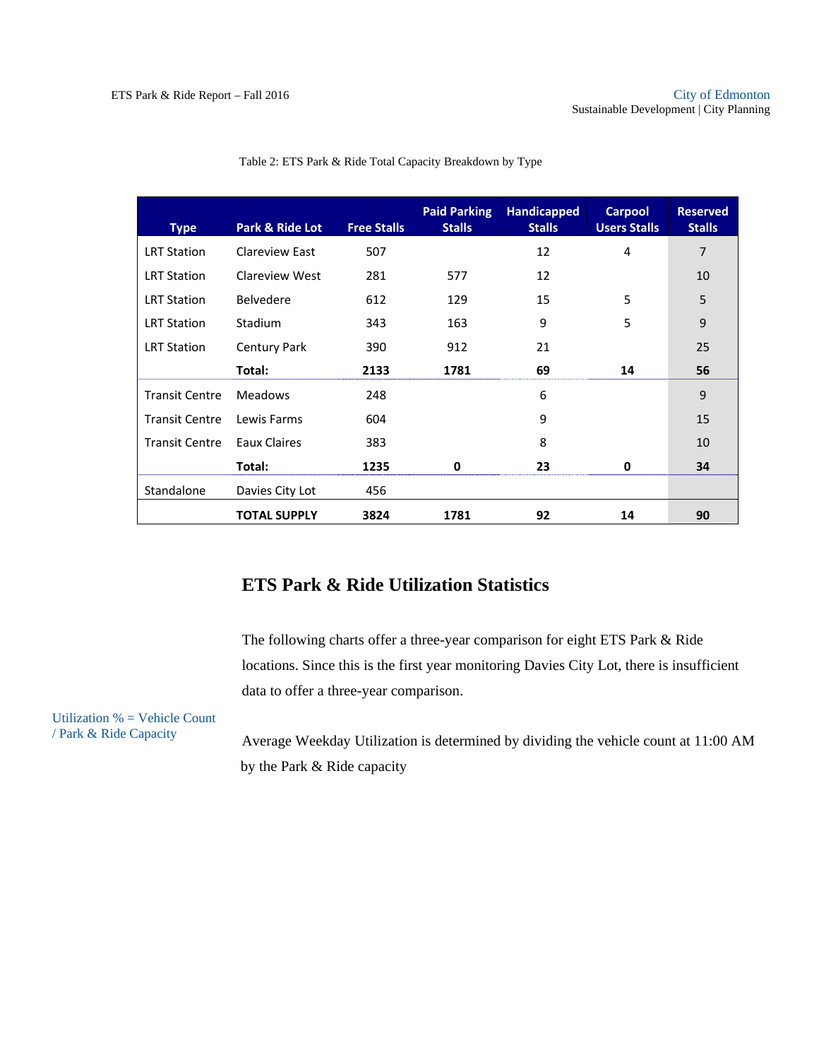Table 2: ETS Park & Ride Total Capacity Breakdown by Type

| Type | Park & Ride Lot | Free Stalls | Paid Parking Stalls | Handicapped Stalls | Carpool Users Stalls | Reserved Stalls |
|---|---|---|---|---|---|---|
| LRT Station | Clareview East | 507 | | 12 | 4 | 7 |
| LRT Station | Clareview West | 281 | 577 | 12 | | 10 |
| LRT Station | Belvedere | 612 | 129 | 15 | 5 | 5 |
| LRT Station | Stadium | 343 | 163 | 9 | 5 | 9 |
| LRT Station | Century Park | 390 | 912 | 21 | | 25 |
| | **Total:** | **2133** | **1781** | **69** | **14** | **56** |
| Transit Centre | Meadows | 248 | | 6 | | 9 |
| Transit Centre | Lewis Farms | 604 | | 9 | | 15 |
| Transit Centre | Eaux Claires | 383 | | 8 | | 10 |
| | **Total:** | **1235** | **0** | **23** | **0** | **34** |
| Standalone | Davies City Lot | 456 | | | | |
| | **TOTAL SUPPLY** | **3824** | **1781** | **92** | **14** | **90** |

## ETS Park & Ride Utilization Statistics

The following charts offer a three-year comparison for eight ETS Park & Ride locations. Since this is the first year monitoring Davies City Lot, there is insufficient data to offer a three-year comparison.

Utilization % = Vehicle Count / Park & Ride Capacity

Average Weekday Utilization is determined by dividing the vehicle count at 11:00 AM by the Park & Ride capacity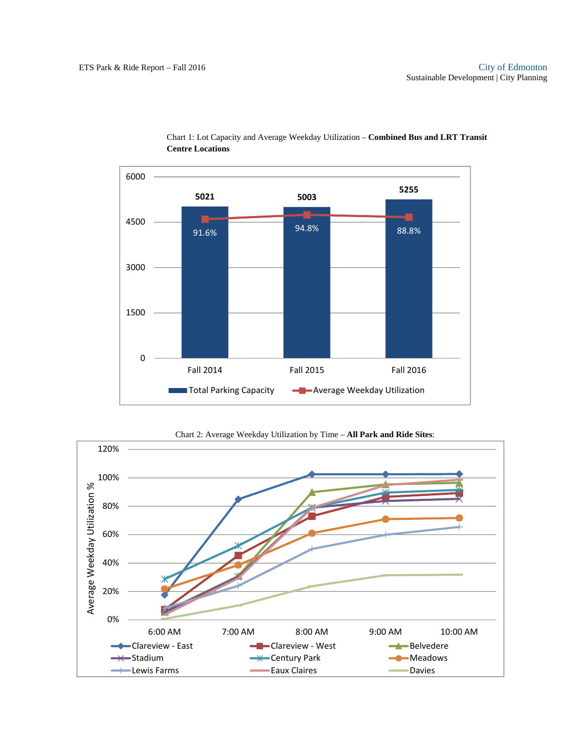Chart 1: Lot Capacity and Average Weekday Utilization – **Combined Bus and LRT Transit Centre Locations**

| | Fall 2014 | Fall 2015 | Fall 2016 |
|---|---|---|---|
| Total Parking Capacity | 5021 | 5003 | 5255 |
| Average Weekday Utilization | 91.6% | 94.8% | 88.8% |

Chart 2: Average Weekday Utilization by Time – **All Park and Ride Sites**:

Y-axis: Average Weekday Utilization % (0% to 120%)

X-axis: 6:00 AM, 7:00 AM, 8:00 AM, 9:00 AM, 10:00 AM

Series: Clareview - East, Clareview - West, Belvedere, Stadium, Century Park, Meadows, Lewis Farms, Eaux Claires, Davies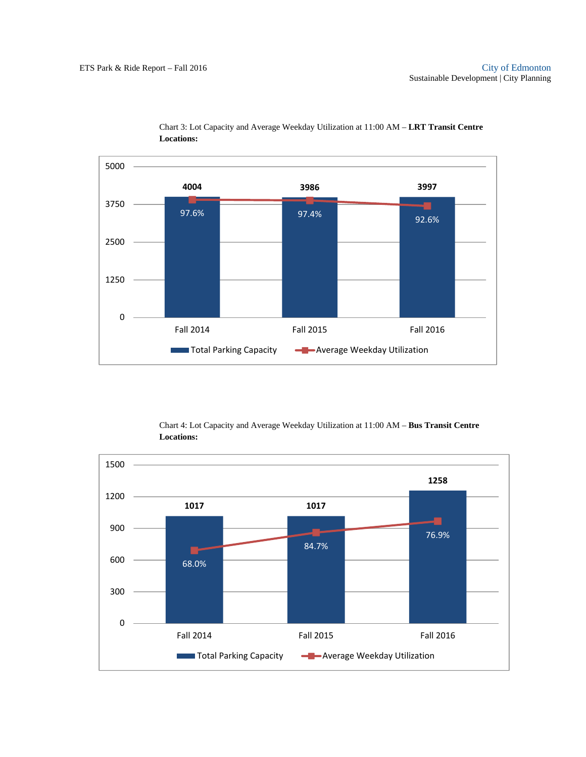Chart 3: Lot Capacity and Average Weekday Utilization at 11:00 AM – **LRT Transit Centre Locations:**

| | Fall 2014 | Fall 2015 | Fall 2016 |
|---|---|---|---|
| Total Parking Capacity | 4004 | 3986 | 3997 |
| Average Weekday Utilization | 97.6% | 97.4% | 92.6% |

Chart 4: Lot Capacity and Average Weekday Utilization at 11:00 AM – **Bus Transit Centre Locations:**

| | Fall 2014 | Fall 2015 | Fall 2016 |
|---|---|---|---|
| Total Parking Capacity | 1017 | 1017 | 1258 |
| Average Weekday Utilization | 68.0% | 84.7% | 76.9% |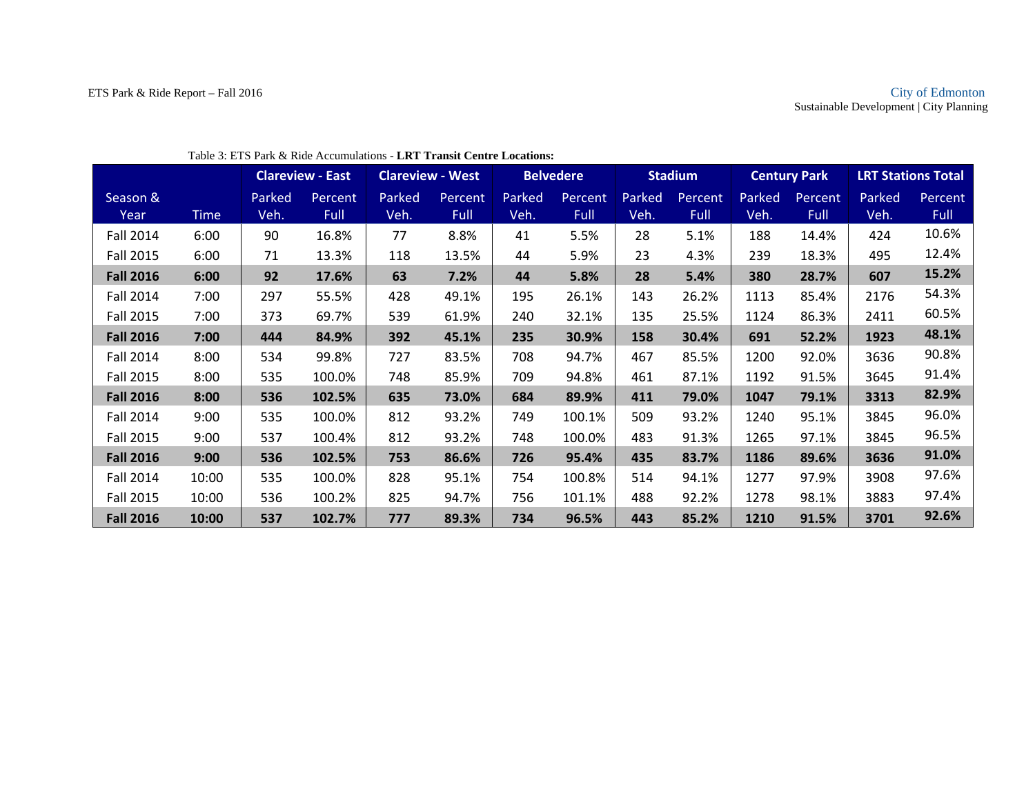Table 3: ETS Park & Ride Accumulations - **LRT Transit Centre Locations:**

| | | Clareview - East | | Clareview - West | | Belvedere | | Stadium | | Century Park | | LRT Stations Total | |
|---|---|---|---|---|---|---|---|---|---|---|---|---|---|
| Season & Year | Time | Parked Veh. | Percent Full | Parked Veh. | Percent Full | Parked Veh. | Percent Full | Parked Veh. | Percent Full | Parked Veh. | Percent Full | Parked Veh. | Percent Full |
| Fall 2014 | 6:00 | 90 | 16.8% | 77 | 8.8% | 41 | 5.5% | 28 | 5.1% | 188 | 14.4% | 424 | 10.6% |
| Fall 2015 | 6:00 | 71 | 13.3% | 118 | 13.5% | 44 | 5.9% | 23 | 4.3% | 239 | 18.3% | 495 | 12.4% |
| **Fall 2016** | **6:00** | **92** | **17.6%** | **63** | **7.2%** | **44** | **5.8%** | **28** | **5.4%** | **380** | **28.7%** | **607** | **15.2%** |
| Fall 2014 | 7:00 | 297 | 55.5% | 428 | 49.1% | 195 | 26.1% | 143 | 26.2% | 1113 | 85.4% | 2176 | 54.3% |
| Fall 2015 | 7:00 | 373 | 69.7% | 539 | 61.9% | 240 | 32.1% | 135 | 25.5% | 1124 | 86.3% | 2411 | 60.5% |
| **Fall 2016** | **7:00** | **444** | **84.9%** | **392** | **45.1%** | **235** | **30.9%** | **158** | **30.4%** | **691** | **52.2%** | **1923** | **48.1%** |
| Fall 2014 | 8:00 | 534 | 99.8% | 727 | 83.5% | 708 | 94.7% | 467 | 85.5% | 1200 | 92.0% | 3636 | 90.8% |
| Fall 2015 | 8:00 | 535 | 100.0% | 748 | 85.9% | 709 | 94.8% | 461 | 87.1% | 1192 | 91.5% | 3645 | 91.4% |
| **Fall 2016** | **8:00** | **536** | **102.5%** | **635** | **73.0%** | **684** | **89.9%** | **411** | **79.0%** | **1047** | **79.1%** | **3313** | **82.9%** |
| Fall 2014 | 9:00 | 535 | 100.0% | 812 | 93.2% | 749 | 100.1% | 509 | 93.2% | 1240 | 95.1% | 3845 | 96.0% |
| Fall 2015 | 9:00 | 537 | 100.4% | 812 | 93.2% | 748 | 100.0% | 483 | 91.3% | 1265 | 97.1% | 3845 | 96.5% |
| **Fall 2016** | **9:00** | **536** | **102.5%** | **753** | **86.6%** | **726** | **95.4%** | **435** | **83.7%** | **1186** | **89.6%** | **3636** | **91.0%** |
| Fall 2014 | 10:00 | 535 | 100.0% | 828 | 95.1% | 754 | 100.8% | 514 | 94.1% | 1277 | 97.9% | 3908 | 97.6% |
| Fall 2015 | 10:00 | 536 | 100.2% | 825 | 94.7% | 756 | 101.1% | 488 | 92.2% | 1278 | 98.1% | 3883 | 97.4% |
| **Fall 2016** | **10:00** | **537** | **102.7%** | **777** | **89.3%** | **734** | **96.5%** | **443** | **85.2%** | **1210** | **91.5%** | **3701** | **92.6%** |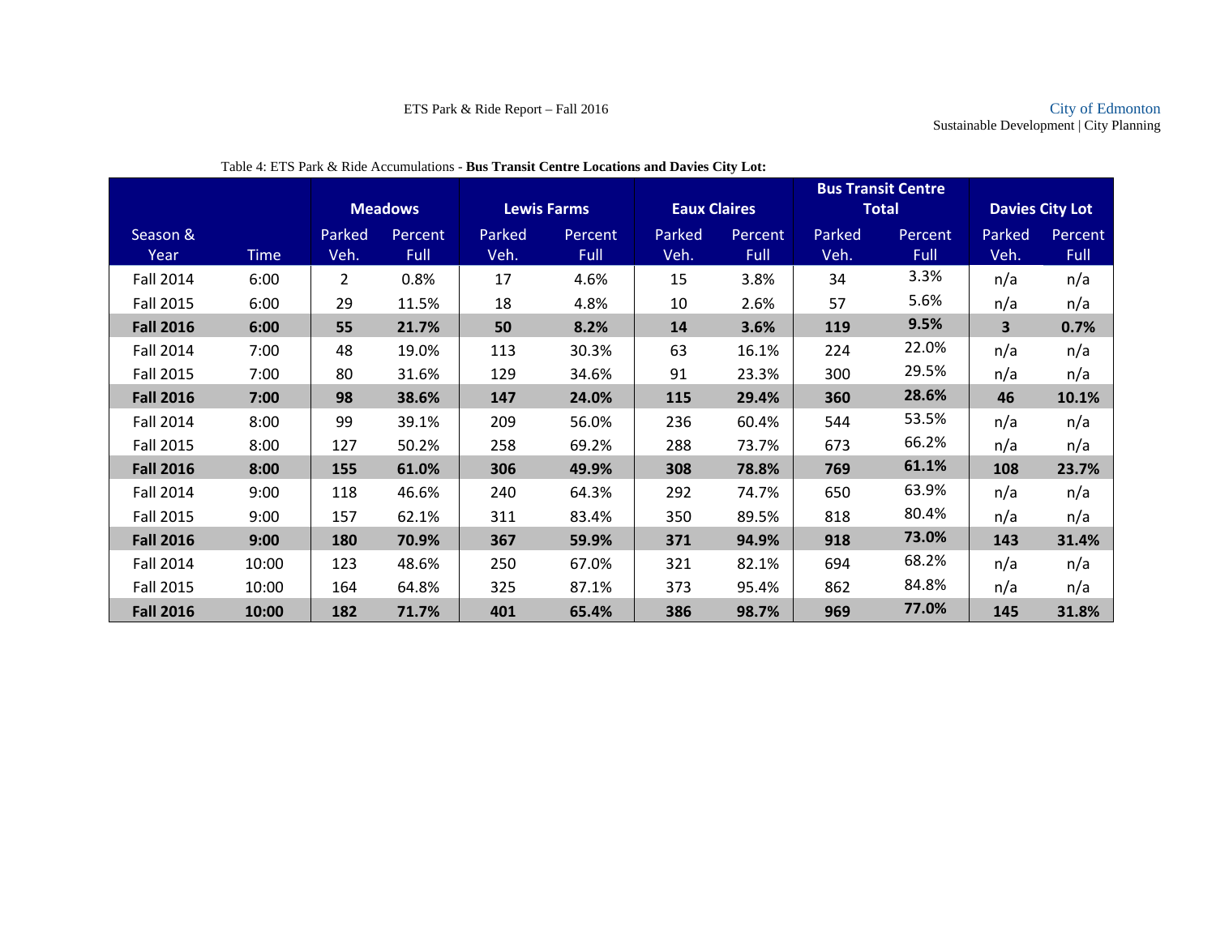Table 4: ETS Park & Ride Accumulations - **Bus Transit Centre Locations and Davies City Lot:**

| Season & Year | Time | Meadows | | Lewis Farms | | Eaux Claires | | Bus Transit Centre Total | | Davies City Lot | |
|---|---|---|---|---|---|---|---|---|---|---|---|
| | | Parked Veh. | Percent Full | Parked Veh. | Percent Full | Parked Veh. | Percent Full | Parked Veh. | Percent Full | Parked Veh. | Percent Full |
| Fall 2014 | 6:00 | 2 | 0.8% | 17 | 4.6% | 15 | 3.8% | 34 | 3.3% | n/a | n/a |
| Fall 2015 | 6:00 | 29 | 11.5% | 18 | 4.8% | 10 | 2.6% | 57 | 5.6% | n/a | n/a |
| **Fall 2016** | **6:00** | **55** | **21.7%** | **50** | **8.2%** | **14** | **3.6%** | **119** | **9.5%** | **3** | **0.7%** |
| Fall 2014 | 7:00 | 48 | 19.0% | 113 | 30.3% | 63 | 16.1% | 224 | 22.0% | n/a | n/a |
| Fall 2015 | 7:00 | 80 | 31.6% | 129 | 34.6% | 91 | 23.3% | 300 | 29.5% | n/a | n/a |
| **Fall 2016** | **7:00** | **98** | **38.6%** | **147** | **24.0%** | **115** | **29.4%** | **360** | **28.6%** | **46** | **10.1%** |
| Fall 2014 | 8:00 | 99 | 39.1% | 209 | 56.0% | 236 | 60.4% | 544 | 53.5% | n/a | n/a |
| Fall 2015 | 8:00 | 127 | 50.2% | 258 | 69.2% | 288 | 73.7% | 673 | 66.2% | n/a | n/a |
| **Fall 2016** | **8:00** | **155** | **61.0%** | **306** | **49.9%** | **308** | **78.8%** | **769** | **61.1%** | **108** | **23.7%** |
| Fall 2014 | 9:00 | 118 | 46.6% | 240 | 64.3% | 292 | 74.7% | 650 | 63.9% | n/a | n/a |
| Fall 2015 | 9:00 | 157 | 62.1% | 311 | 83.4% | 350 | 89.5% | 818 | 80.4% | n/a | n/a |
| **Fall 2016** | **9:00** | **180** | **70.9%** | **367** | **59.9%** | **371** | **94.9%** | **918** | **73.0%** | **143** | **31.4%** |
| Fall 2014 | 10:00 | 123 | 48.6% | 250 | 67.0% | 321 | 82.1% | 694 | 68.2% | n/a | n/a |
| Fall 2015 | 10:00 | 164 | 64.8% | 325 | 87.1% | 373 | 95.4% | 862 | 84.8% | n/a | n/a |
| **Fall 2016** | **10:00** | **182** | **71.7%** | **401** | **65.4%** | **386** | **98.7%** | **969** | **77.0%** | **145** | **31.8%** |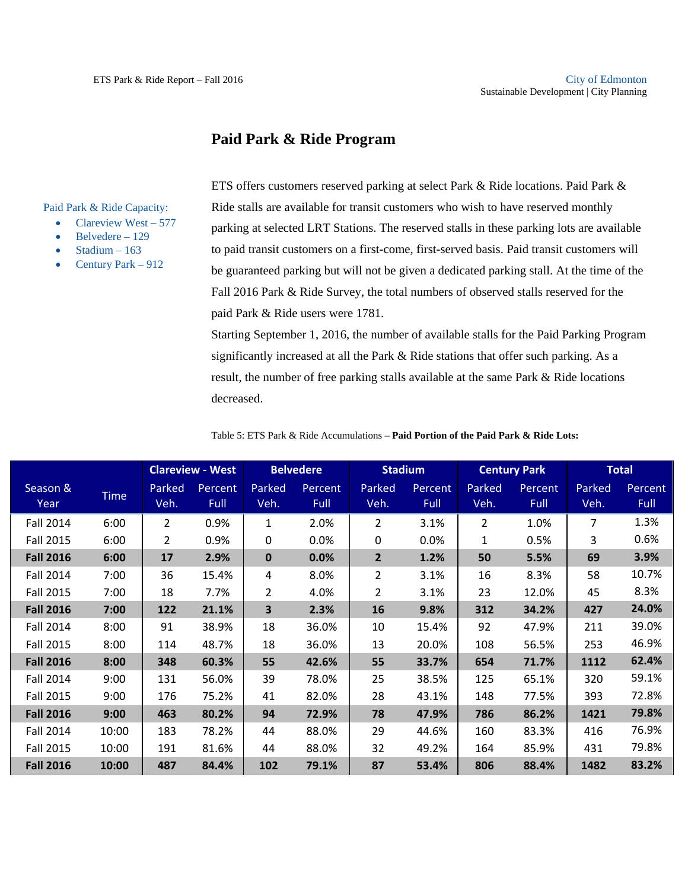## Paid Park & Ride Program

Paid Park & Ride Capacity:

- Clareview West – 577
- Belvedere – 129
- Stadium – 163
- Century Park – 912

ETS offers customers reserved parking at select Park & Ride locations. Paid Park & Ride stalls are available for transit customers who wish to have reserved monthly parking at selected LRT Stations. The reserved stalls in these parking lots are available to paid transit customers on a first-come, first-served basis. Paid transit customers will be guaranteed parking but will not be given a dedicated parking stall. At the time of the Fall 2016 Park & Ride Survey, the total numbers of observed stalls reserved for the paid Park & Ride users were 1781.

Starting September 1, 2016, the number of available stalls for the Paid Parking Program significantly increased at all the Park & Ride stations that offer such parking. As a result, the number of free parking stalls available at the same Park & Ride locations decreased.

Table 5: ETS Park & Ride Accumulations – **Paid Portion of the Paid Park & Ride Lots:**

| | | Clareview - West | | Belvedere | | Stadium | | Century Park | | Total | |
|---|---|---|---|---|---|---|---|---|---|---|---|
| Season & Year | Time | Parked Veh. | Percent Full | Parked Veh. | Percent Full | Parked Veh. | Percent Full | Parked Veh. | Percent Full | Parked Veh. | Percent Full |
| Fall 2014 | 6:00 | 2 | 0.9% | 1 | 2.0% | 2 | 3.1% | 2 | 1.0% | 7 | 1.3% |
| Fall 2015 | 6:00 | 2 | 0.9% | 0 | 0.0% | 0 | 0.0% | 1 | 0.5% | 3 | 0.6% |
| **Fall 2016** | **6:00** | **17** | **2.9%** | **0** | **0.0%** | **2** | **1.2%** | **50** | **5.5%** | **69** | **3.9%** |
| Fall 2014 | 7:00 | 36 | 15.4% | 4 | 8.0% | 2 | 3.1% | 16 | 8.3% | 58 | 10.7% |
| Fall 2015 | 7:00 | 18 | 7.7% | 2 | 4.0% | 2 | 3.1% | 23 | 12.0% | 45 | 8.3% |
| **Fall 2016** | **7:00** | **122** | **21.1%** | **3** | **2.3%** | **16** | **9.8%** | **312** | **34.2%** | **427** | **24.0%** |
| Fall 2014 | 8:00 | 91 | 38.9% | 18 | 36.0% | 10 | 15.4% | 92 | 47.9% | 211 | 39.0% |
| Fall 2015 | 8:00 | 114 | 48.7% | 18 | 36.0% | 13 | 20.0% | 108 | 56.5% | 253 | 46.9% |
| **Fall 2016** | **8:00** | **348** | **60.3%** | **55** | **42.6%** | **55** | **33.7%** | **654** | **71.7%** | **1112** | **62.4%** |
| Fall 2014 | 9:00 | 131 | 56.0% | 39 | 78.0% | 25 | 38.5% | 125 | 65.1% | 320 | 59.1% |
| Fall 2015 | 9:00 | 176 | 75.2% | 41 | 82.0% | 28 | 43.1% | 148 | 77.5% | 393 | 72.8% |
| **Fall 2016** | **9:00** | **463** | **80.2%** | **94** | **72.9%** | **78** | **47.9%** | **786** | **86.2%** | **1421** | **79.8%** |
| Fall 2014 | 10:00 | 183 | 78.2% | 44 | 88.0% | 29 | 44.6% | 160 | 83.3% | 416 | 76.9% |
| Fall 2015 | 10:00 | 191 | 81.6% | 44 | 88.0% | 32 | 49.2% | 164 | 85.9% | 431 | 79.8% |
| **Fall 2016** | **10:00** | **487** | **84.4%** | **102** | **79.1%** | **87** | **53.4%** | **806** | **88.4%** | **1482** | **83.2%** |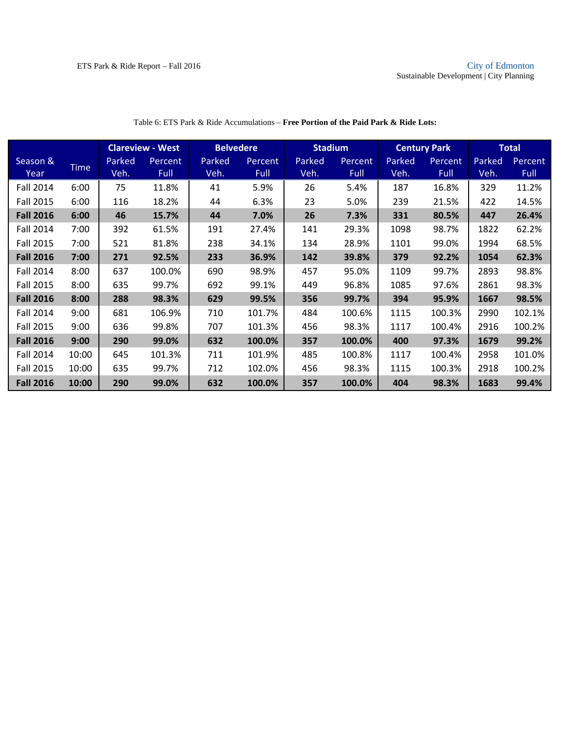Table 6: ETS Park & Ride Accumulations – **Free Portion of the Paid Park & Ride Lots:**

| Season & Year | Time | Clareview - West | | Belvedere | | Stadium | | Century Park | | Total | |
|---|---|---|---|---|---|---|---|---|---|---|---|
| | | Parked Veh. | Percent Full | Parked Veh. | Percent Full | Parked Veh. | Percent Full | Parked Veh. | Percent Full | Parked Veh. | Percent Full |
| Fall 2014 | 6:00 | 75 | 11.8% | 41 | 5.9% | 26 | 5.4% | 187 | 16.8% | 329 | 11.2% |
| Fall 2015 | 6:00 | 116 | 18.2% | 44 | 6.3% | 23 | 5.0% | 239 | 21.5% | 422 | 14.5% |
| **Fall 2016** | **6:00** | **46** | **15.7%** | **44** | **7.0%** | **26** | **7.3%** | **331** | **80.5%** | **447** | **26.4%** |
| Fall 2014 | 7:00 | 392 | 61.5% | 191 | 27.4% | 141 | 29.3% | 1098 | 98.7% | 1822 | 62.2% |
| Fall 2015 | 7:00 | 521 | 81.8% | 238 | 34.1% | 134 | 28.9% | 1101 | 99.0% | 1994 | 68.5% |
| **Fall 2016** | **7:00** | **271** | **92.5%** | **233** | **36.9%** | **142** | **39.8%** | **379** | **92.2%** | **1054** | **62.3%** |
| Fall 2014 | 8:00 | 637 | 100.0% | 690 | 98.9% | 457 | 95.0% | 1109 | 99.7% | 2893 | 98.8% |
| Fall 2015 | 8:00 | 635 | 99.7% | 692 | 99.1% | 449 | 96.8% | 1085 | 97.6% | 2861 | 98.3% |
| **Fall 2016** | **8:00** | **288** | **98.3%** | **629** | **99.5%** | **356** | **99.7%** | **394** | **95.9%** | **1667** | **98.5%** |
| Fall 2014 | 9:00 | 681 | 106.9% | 710 | 101.7% | 484 | 100.6% | 1115 | 100.3% | 2990 | 102.1% |
| Fall 2015 | 9:00 | 636 | 99.8% | 707 | 101.3% | 456 | 98.3% | 1117 | 100.4% | 2916 | 100.2% |
| **Fall 2016** | **9:00** | **290** | **99.0%** | **632** | **100.0%** | **357** | **100.0%** | **400** | **97.3%** | **1679** | **99.2%** |
| Fall 2014 | 10:00 | 645 | 101.3% | 711 | 101.9% | 485 | 100.8% | 1117 | 100.4% | 2958 | 101.0% |
| Fall 2015 | 10:00 | 635 | 99.7% | 712 | 102.0% | 456 | 98.3% | 1115 | 100.3% | 2918 | 100.2% |
| **Fall 2016** | **10:00** | **290** | **99.0%** | **632** | **100.0%** | **357** | **100.0%** | **404** | **98.3%** | **1683** | **99.4%** |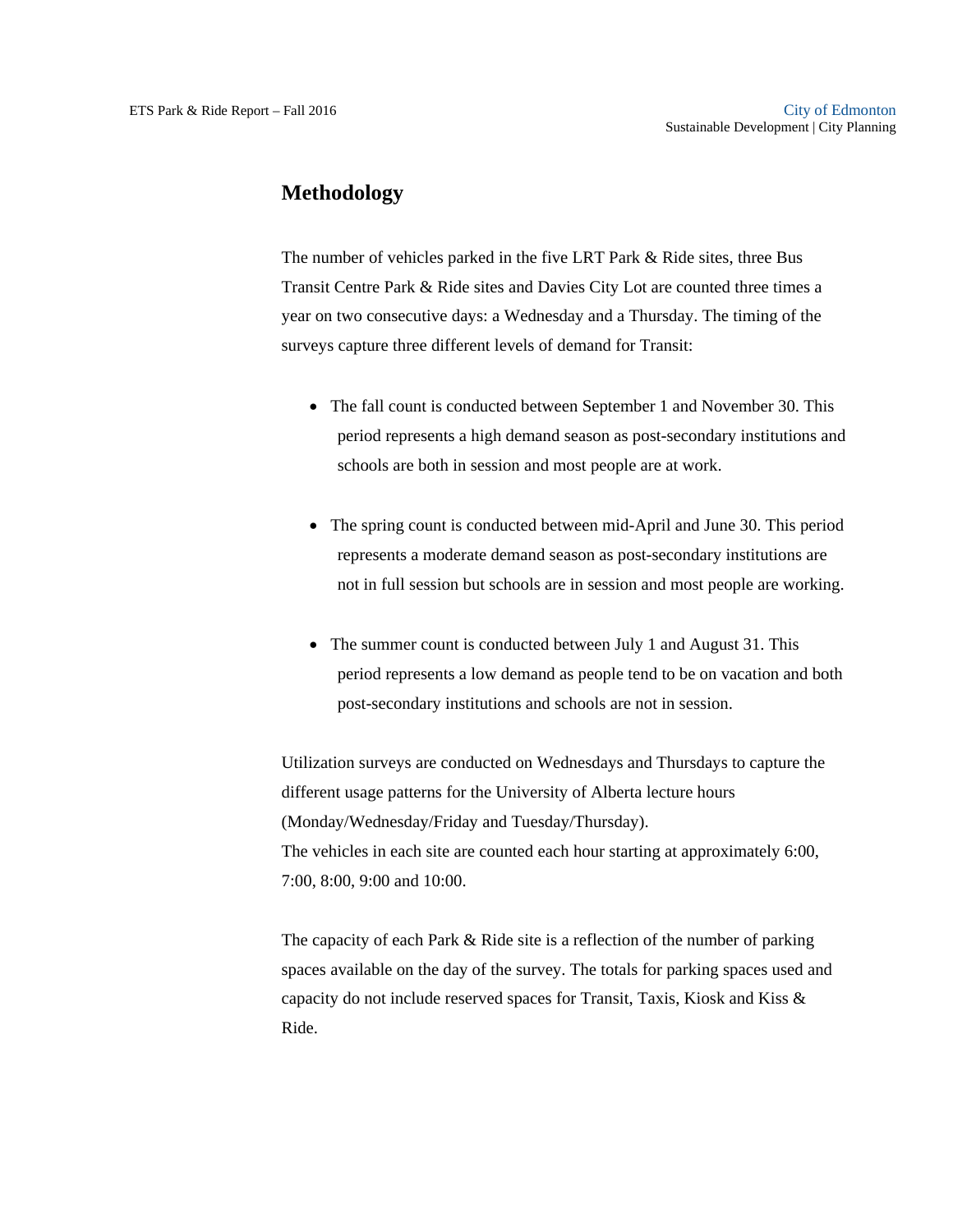# Methodology

The number of vehicles parked in the five LRT Park & Ride sites, three Bus Transit Centre Park & Ride sites and Davies City Lot are counted three times a year on two consecutive days: a Wednesday and a Thursday. The timing of the surveys capture three different levels of demand for Transit:

- The fall count is conducted between September 1 and November 30. This period represents a high demand season as post-secondary institutions and schools are both in session and most people are at work.
- The spring count is conducted between mid-April and June 30. This period represents a moderate demand season as post-secondary institutions are not in full session but schools are in session and most people are working.
- The summer count is conducted between July 1 and August 31. This period represents a low demand as people tend to be on vacation and both post-secondary institutions and schools are not in session.

Utilization surveys are conducted on Wednesdays and Thursdays to capture the different usage patterns for the University of Alberta lecture hours (Monday/Wednesday/Friday and Tuesday/Thursday).
The vehicles in each site are counted each hour starting at approximately 6:00, 7:00, 8:00, 9:00 and 10:00.

The capacity of each Park & Ride site is a reflection of the number of parking spaces available on the day of the survey. The totals for parking spaces used and capacity do not include reserved spaces for Transit, Taxis, Kiosk and Kiss & Ride.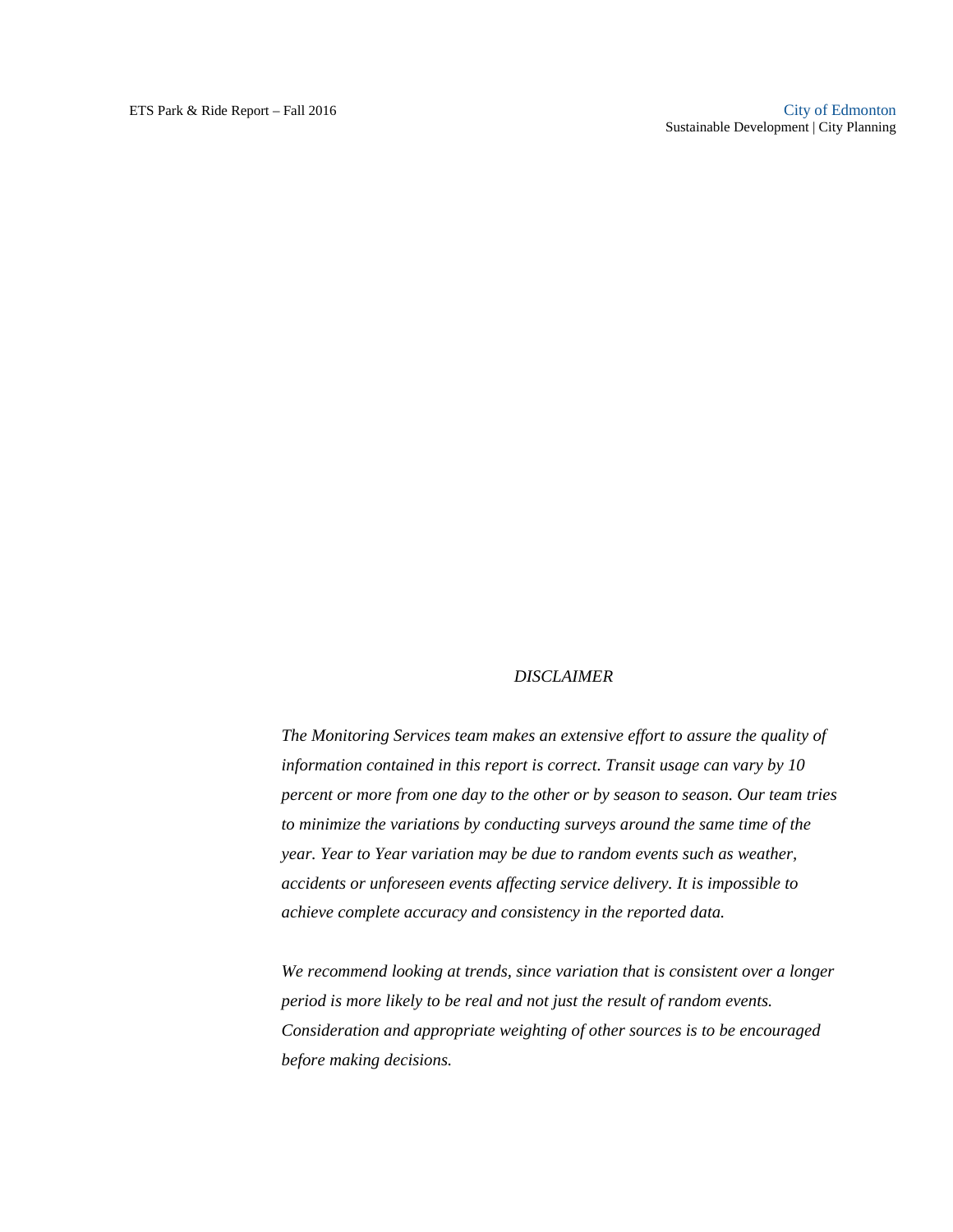*DISCLAIMER*

*The Monitoring Services team makes an extensive effort to assure the quality of information contained in this report is correct. Transit usage can vary by 10 percent or more from one day to the other or by season to season. Our team tries to minimize the variations by conducting surveys around the same time of the year. Year to Year variation may be due to random events such as weather, accidents or unforeseen events affecting service delivery. It is impossible to achieve complete accuracy and consistency in the reported data.*

*We recommend looking at trends, since variation that is consistent over a longer period is more likely to be real and not just the result of random events. Consideration and appropriate weighting of other sources is to be encouraged before making decisions.*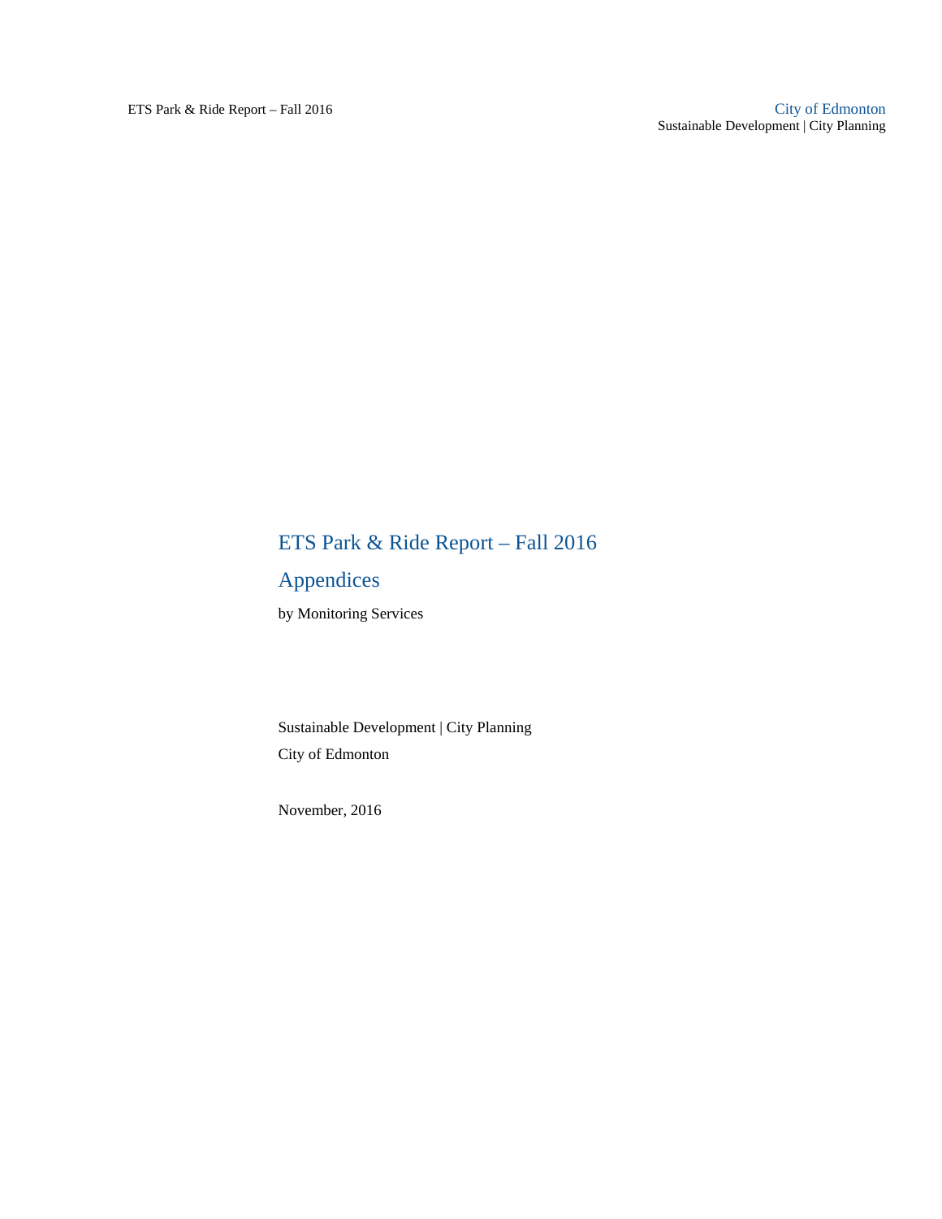# ETS Park & Ride Report – Fall 2016

## Appendices

by Monitoring Services

Sustainable Development | City Planning

City of Edmonton

November, 2016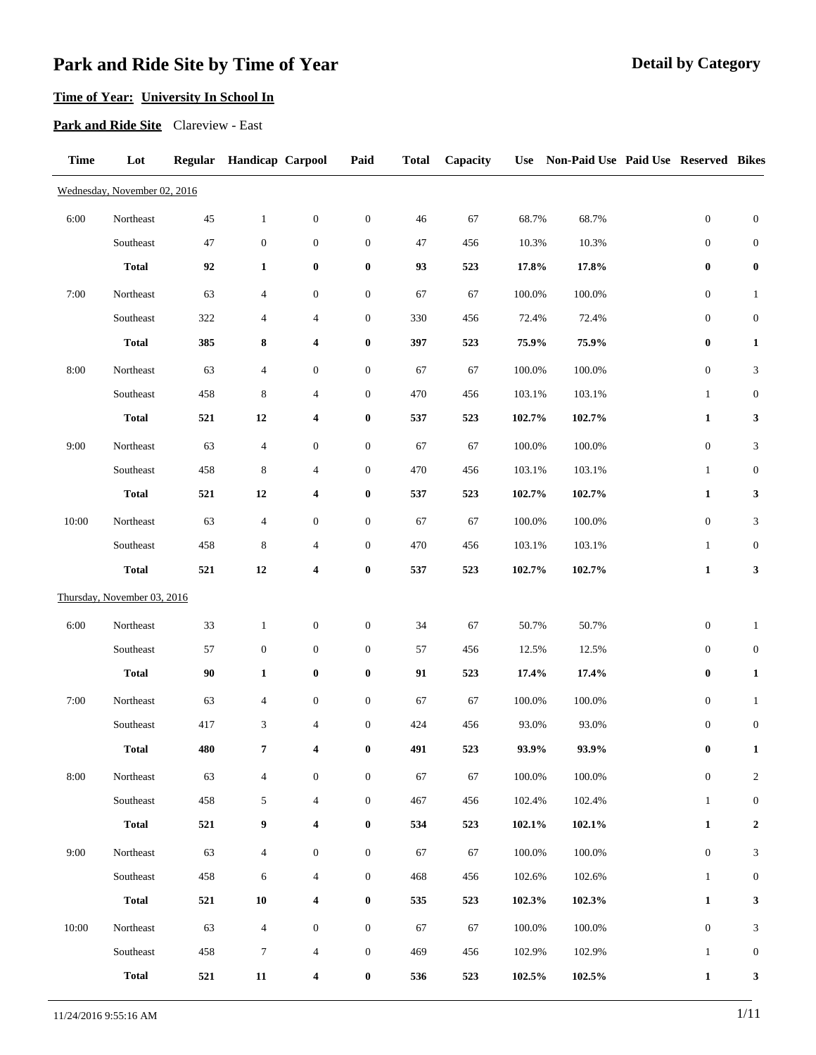# Park and Ride Site by Time of Year

**Detail by Category**

**Time of Year: University In School In**

**Park and Ride Site** Clareview - East

| Time | Lot | Regular | Handicap | Carpool | Paid | Total | Capacity | Use | Non-Paid Use | Paid Use | Reserved | Bikes |
|---|---|---|---|---|---|---|---|---|---|---|---|---|
| Wednesday, November 02, 2016 | | | | | | | | | | | | |
| 6:00 | Northeast | 45 | 1 | 0 | 0 | 46 | 67 | 68.7% | 68.7% | | 0 | 0 |
| | Southeast | 47 | 0 | 0 | 0 | 47 | 456 | 10.3% | 10.3% | | 0 | 0 |
| | **Total** | **92** | **1** | **0** | **0** | **93** | **523** | **17.8%** | **17.8%** | | **0** | **0** |
| 7:00 | Northeast | 63 | 4 | 0 | 0 | 67 | 67 | 100.0% | 100.0% | | 0 | 1 |
| | Southeast | 322 | 4 | 4 | 0 | 330 | 456 | 72.4% | 72.4% | | 0 | 0 |
| | **Total** | **385** | **8** | **4** | **0** | **397** | **523** | **75.9%** | **75.9%** | | **0** | **1** |
| 8:00 | Northeast | 63 | 4 | 0 | 0 | 67 | 67 | 100.0% | 100.0% | | 0 | 3 |
| | Southeast | 458 | 8 | 4 | 0 | 470 | 456 | 103.1% | 103.1% | | 1 | 0 |
| | **Total** | **521** | **12** | **4** | **0** | **537** | **523** | **102.7%** | **102.7%** | | **1** | **3** |
| 9:00 | Northeast | 63 | 4 | 0 | 0 | 67 | 67 | 100.0% | 100.0% | | 0 | 3 |
| | Southeast | 458 | 8 | 4 | 0 | 470 | 456 | 103.1% | 103.1% | | 1 | 0 |
| | **Total** | **521** | **12** | **4** | **0** | **537** | **523** | **102.7%** | **102.7%** | | **1** | **3** |
| 10:00 | Northeast | 63 | 4 | 0 | 0 | 67 | 67 | 100.0% | 100.0% | | 0 | 3 |
| | Southeast | 458 | 8 | 4 | 0 | 470 | 456 | 103.1% | 103.1% | | 1 | 0 |
| | **Total** | **521** | **12** | **4** | **0** | **537** | **523** | **102.7%** | **102.7%** | | **1** | **3** |
| Thursday, November 03, 2016 | | | | | | | | | | | | |
| 6:00 | Northeast | 33 | 1 | 0 | 0 | 34 | 67 | 50.7% | 50.7% | | 0 | 1 |
| | Southeast | 57 | 0 | 0 | 0 | 57 | 456 | 12.5% | 12.5% | | 0 | 0 |
| | **Total** | **90** | **1** | **0** | **0** | **91** | **523** | **17.4%** | **17.4%** | | **0** | **1** |
| 7:00 | Northeast | 63 | 4 | 0 | 0 | 67 | 67 | 100.0% | 100.0% | | 0 | 1 |
| | Southeast | 417 | 3 | 4 | 0 | 424 | 456 | 93.0% | 93.0% | | 0 | 0 |
| | **Total** | **480** | **7** | **4** | **0** | **491** | **523** | **93.9%** | **93.9%** | | **0** | **1** |
| 8:00 | Northeast | 63 | 4 | 0 | 0 | 67 | 67 | 100.0% | 100.0% | | 0 | 2 |
| | Southeast | 458 | 5 | 4 | 0 | 467 | 456 | 102.4% | 102.4% | | 1 | 0 |
| | **Total** | **521** | **9** | **4** | **0** | **534** | **523** | **102.1%** | **102.1%** | | **1** | **2** |
| 9:00 | Northeast | 63 | 4 | 0 | 0 | 67 | 67 | 100.0% | 100.0% | | 0 | 3 |
| | Southeast | 458 | 6 | 4 | 0 | 468 | 456 | 102.6% | 102.6% | | 1 | 0 |
| | **Total** | **521** | **10** | **4** | **0** | **535** | **523** | **102.3%** | **102.3%** | | **1** | **3** |
| 10:00 | Northeast | 63 | 4 | 0 | 0 | 67 | 67 | 100.0% | 100.0% | | 0 | 3 |
| | Southeast | 458 | 7 | 4 | 0 | 469 | 456 | 102.9% | 102.9% | | 1 | 0 |
| | **Total** | **521** | **11** | **4** | **0** | **536** | **523** | **102.5%** | **102.5%** | | **1** | **3** |

11/24/2016 9:55:16 AM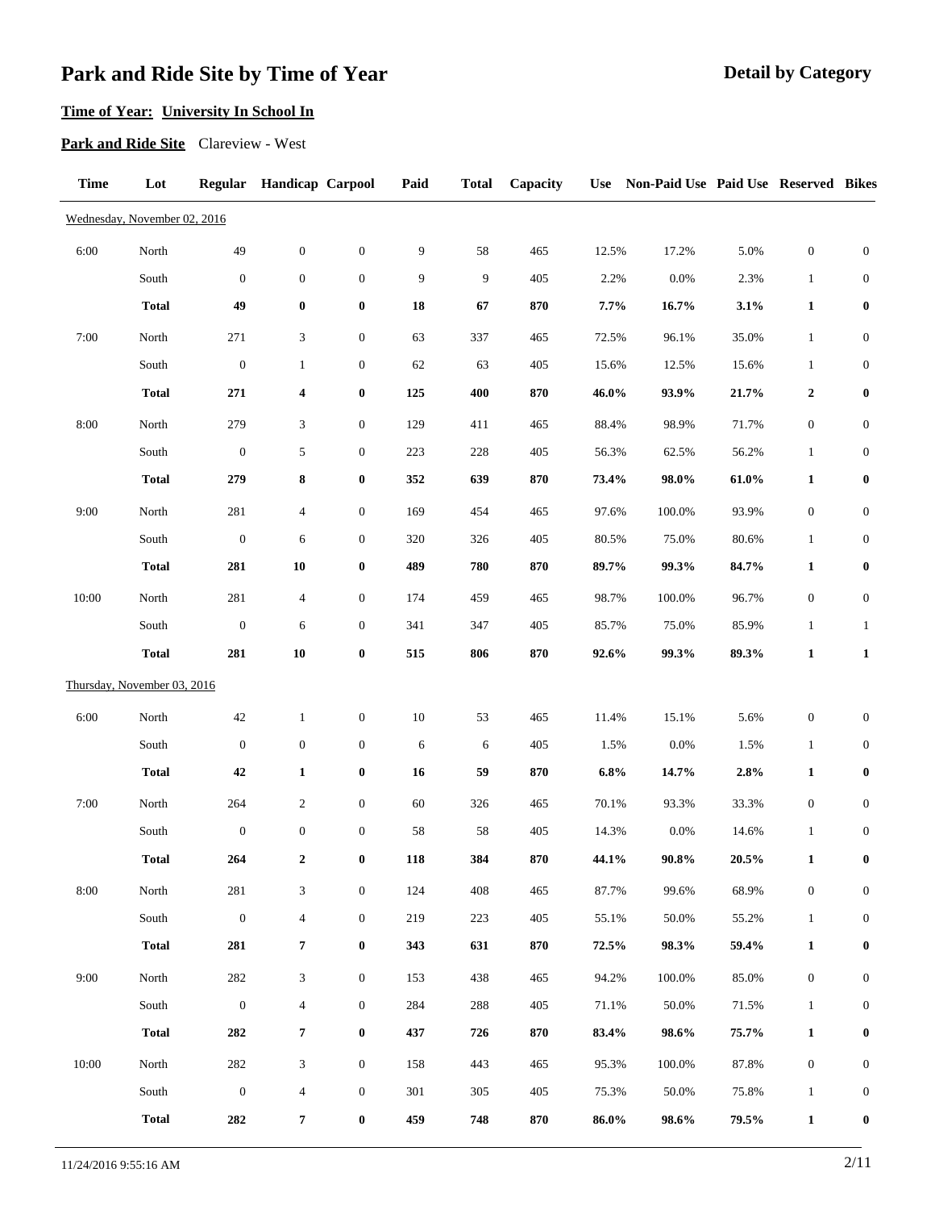# Park and Ride Site by Time of Year

**Detail by Category**

**Time of Year: University In School In**

**Park and Ride Site** Clareview - West

| Time | Lot | Regular | Handicap | Carpool | Paid | Total | Capacity | Use | Non-Paid Use | Paid Use | Reserved | Bikes |
|---|---|---|---|---|---|---|---|---|---|---|---|---|
| Wednesday, November 02, 2016 | | | | | | | | | | | | |
| 6:00 | North | 49 | 0 | 0 | 9 | 58 | 465 | 12.5% | 17.2% | 5.0% | 0 | 0 |
| | South | 0 | 0 | 0 | 9 | 9 | 405 | 2.2% | 0.0% | 2.3% | 1 | 0 |
| | **Total** | **49** | **0** | **0** | **18** | **67** | **870** | **7.7%** | **16.7%** | **3.1%** | **1** | **0** |
| 7:00 | North | 271 | 3 | 0 | 63 | 337 | 465 | 72.5% | 96.1% | 35.0% | 1 | 0 |
| | South | 0 | 1 | 0 | 62 | 63 | 405 | 15.6% | 12.5% | 15.6% | 1 | 0 |
| | **Total** | **271** | **4** | **0** | **125** | **400** | **870** | **46.0%** | **93.9%** | **21.7%** | **2** | **0** |
| 8:00 | North | 279 | 3 | 0 | 129 | 411 | 465 | 88.4% | 98.9% | 71.7% | 0 | 0 |
| | South | 0 | 5 | 0 | 223 | 228 | 405 | 56.3% | 62.5% | 56.2% | 1 | 0 |
| | **Total** | **279** | **8** | **0** | **352** | **639** | **870** | **73.4%** | **98.0%** | **61.0%** | **1** | **0** |
| 9:00 | North | 281 | 4 | 0 | 169 | 454 | 465 | 97.6% | 100.0% | 93.9% | 0 | 0 |
| | South | 0 | 6 | 0 | 320 | 326 | 405 | 80.5% | 75.0% | 80.6% | 1 | 0 |
| | **Total** | **281** | **10** | **0** | **489** | **780** | **870** | **89.7%** | **99.3%** | **84.7%** | **1** | **0** |
| 10:00 | North | 281 | 4 | 0 | 174 | 459 | 465 | 98.7% | 100.0% | 96.7% | 0 | 0 |
| | South | 0 | 6 | 0 | 341 | 347 | 405 | 85.7% | 75.0% | 85.9% | 1 | 1 |
| | **Total** | **281** | **10** | **0** | **515** | **806** | **870** | **92.6%** | **99.3%** | **89.3%** | **1** | **1** |
| Thursday, November 03, 2016 | | | | | | | | | | | | |
| 6:00 | North | 42 | 1 | 0 | 10 | 53 | 465 | 11.4% | 15.1% | 5.6% | 0 | 0 |
| | South | 0 | 0 | 0 | 6 | 6 | 405 | 1.5% | 0.0% | 1.5% | 1 | 0 |
| | **Total** | **42** | **1** | **0** | **16** | **59** | **870** | **6.8%** | **14.7%** | **2.8%** | **1** | **0** |
| 7:00 | North | 264 | 2 | 0 | 60 | 326 | 465 | 70.1% | 93.3% | 33.3% | 0 | 0 |
| | South | 0 | 0 | 0 | 58 | 58 | 405 | 14.3% | 0.0% | 14.6% | 1 | 0 |
| | **Total** | **264** | **2** | **0** | **118** | **384** | **870** | **44.1%** | **90.8%** | **20.5%** | **1** | **0** |
| 8:00 | North | 281 | 3 | 0 | 124 | 408 | 465 | 87.7% | 99.6% | 68.9% | 0 | 0 |
| | South | 0 | 4 | 0 | 219 | 223 | 405 | 55.1% | 50.0% | 55.2% | 1 | 0 |
| | **Total** | **281** | **7** | **0** | **343** | **631** | **870** | **72.5%** | **98.3%** | **59.4%** | **1** | **0** |
| 9:00 | North | 282 | 3 | 0 | 153 | 438 | 465 | 94.2% | 100.0% | 85.0% | 0 | 0 |
| | South | 0 | 4 | 0 | 284 | 288 | 405 | 71.1% | 50.0% | 71.5% | 1 | 0 |
| | **Total** | **282** | **7** | **0** | **437** | **726** | **870** | **83.4%** | **98.6%** | **75.7%** | **1** | **0** |
| 10:00 | North | 282 | 3 | 0 | 158 | 443 | 465 | 95.3% | 100.0% | 87.8% | 0 | 0 |
| | South | 0 | 4 | 0 | 301 | 305 | 405 | 75.3% | 50.0% | 75.8% | 1 | 0 |
| | **Total** | **282** | **7** | **0** | **459** | **748** | **870** | **86.0%** | **98.6%** | **79.5%** | **1** | **0** |

11/24/2016 9:55:16 AM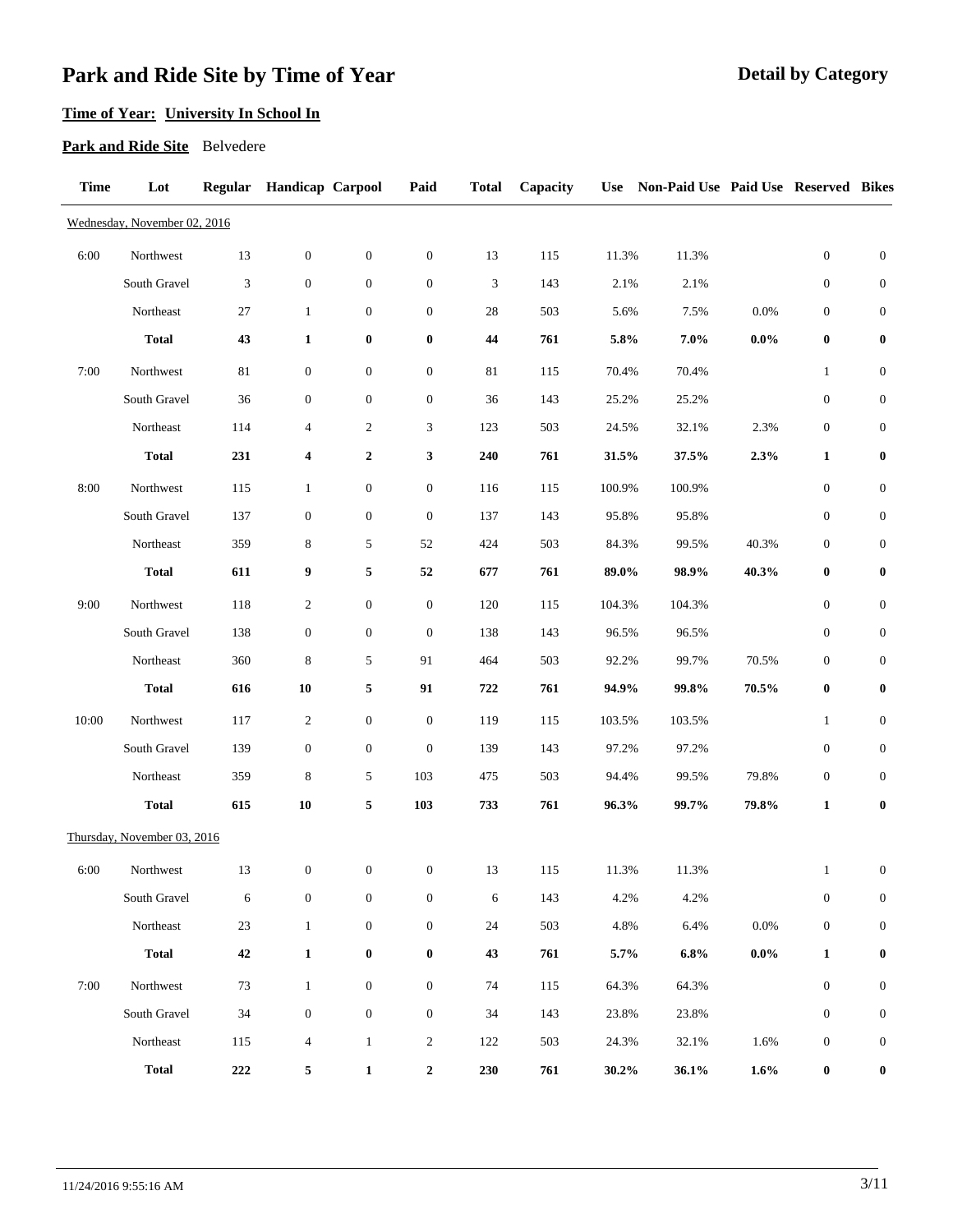# Park and Ride Site by Time of Year

**Detail by Category**

**Time of Year: University In School In**

**Park and Ride Site** Belvedere

| Time | Lot | Regular | Handicap | Carpool | Paid | Total | Capacity | Use | Non-Paid Use | Paid Use | Reserved | Bikes |
|---|---|---|---|---|---|---|---|---|---|---|---|---|
| Wednesday, November 02, 2016 | | | | | | | | | | | | |
| 6:00 | Northwest | 13 | 0 | 0 | 0 | 13 | 115 | 11.3% | 11.3% | | 0 | 0 |
| | South Gravel | 3 | 0 | 0 | 0 | 3 | 143 | 2.1% | 2.1% | | 0 | 0 |
| | Northeast | 27 | 1 | 0 | 0 | 28 | 503 | 5.6% | 7.5% | 0.0% | 0 | 0 |
| | **Total** | **43** | **1** | **0** | **0** | **44** | **761** | **5.8%** | **7.0%** | **0.0%** | **0** | **0** |
| 7:00 | Northwest | 81 | 0 | 0 | 0 | 81 | 115 | 70.4% | 70.4% | | 1 | 0 |
| | South Gravel | 36 | 0 | 0 | 0 | 36 | 143 | 25.2% | 25.2% | | 0 | 0 |
| | Northeast | 114 | 4 | 2 | 3 | 123 | 503 | 24.5% | 32.1% | 2.3% | 0 | 0 |
| | **Total** | **231** | **4** | **2** | **3** | **240** | **761** | **31.5%** | **37.5%** | **2.3%** | **1** | **0** |
| 8:00 | Northwest | 115 | 1 | 0 | 0 | 116 | 115 | 100.9% | 100.9% | | 0 | 0 |
| | South Gravel | 137 | 0 | 0 | 0 | 137 | 143 | 95.8% | 95.8% | | 0 | 0 |
| | Northeast | 359 | 8 | 5 | 52 | 424 | 503 | 84.3% | 99.5% | 40.3% | 0 | 0 |
| | **Total** | **611** | **9** | **5** | **52** | **677** | **761** | **89.0%** | **98.9%** | **40.3%** | **0** | **0** |
| 9:00 | Northwest | 118 | 2 | 0 | 0 | 120 | 115 | 104.3% | 104.3% | | 0 | 0 |
| | South Gravel | 138 | 0 | 0 | 0 | 138 | 143 | 96.5% | 96.5% | | 0 | 0 |
| | Northeast | 360 | 8 | 5 | 91 | 464 | 503 | 92.2% | 99.7% | 70.5% | 0 | 0 |
| | **Total** | **616** | **10** | **5** | **91** | **722** | **761** | **94.9%** | **99.8%** | **70.5%** | **0** | **0** |
| 10:00 | Northwest | 117 | 2 | 0 | 0 | 119 | 115 | 103.5% | 103.5% | | 1 | 0 |
| | South Gravel | 139 | 0 | 0 | 0 | 139 | 143 | 97.2% | 97.2% | | 0 | 0 |
| | Northeast | 359 | 8 | 5 | 103 | 475 | 503 | 94.4% | 99.5% | 79.8% | 0 | 0 |
| | **Total** | **615** | **10** | **5** | **103** | **733** | **761** | **96.3%** | **99.7%** | **79.8%** | **1** | **0** |
| Thursday, November 03, 2016 | | | | | | | | | | | | |
| 6:00 | Northwest | 13 | 0 | 0 | 0 | 13 | 115 | 11.3% | 11.3% | | 1 | 0 |
| | South Gravel | 6 | 0 | 0 | 0 | 6 | 143 | 4.2% | 4.2% | | 0 | 0 |
| | Northeast | 23 | 1 | 0 | 0 | 24 | 503 | 4.8% | 6.4% | 0.0% | 0 | 0 |
| | **Total** | **42** | **1** | **0** | **0** | **43** | **761** | **5.7%** | **6.8%** | **0.0%** | **1** | **0** |
| 7:00 | Northwest | 73 | 1 | 0 | 0 | 74 | 115 | 64.3% | 64.3% | | 0 | 0 |
| | South Gravel | 34 | 0 | 0 | 0 | 34 | 143 | 23.8% | 23.8% | | 0 | 0 |
| | Northeast | 115 | 4 | 1 | 2 | 122 | 503 | 24.3% | 32.1% | 1.6% | 0 | 0 |
| | **Total** | **222** | **5** | **1** | **2** | **230** | **761** | **30.2%** | **36.1%** | **1.6%** | **0** | **0** |

11/24/2016 9:55:16 AM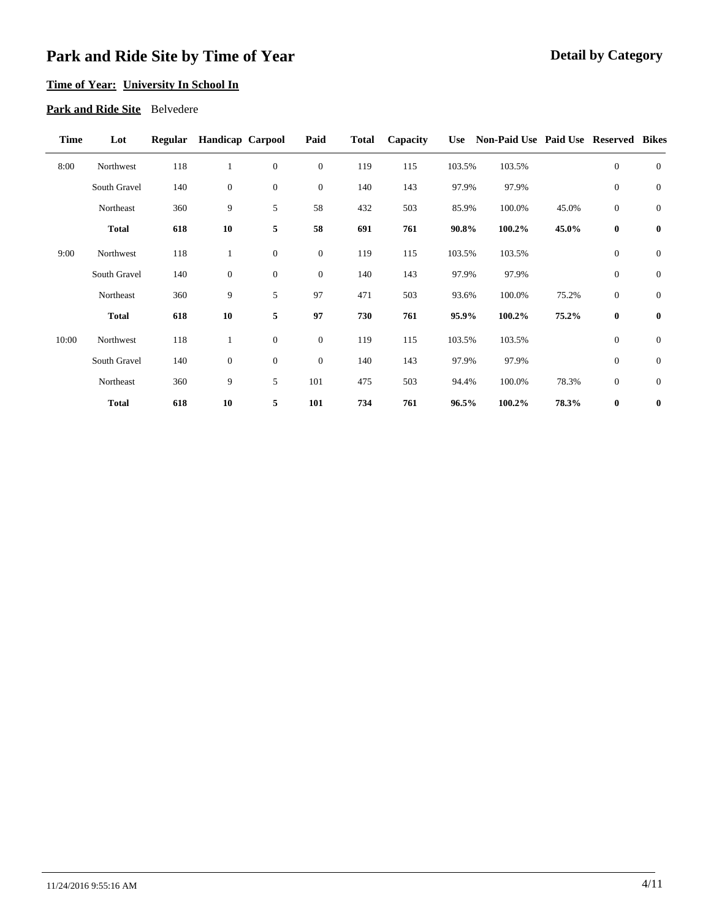# Park and Ride Site by Time of Year

**Detail by Category**

**Time of Year: University In School In**

**Park and Ride Site** Belvedere

| Time | Lot | Regular | Handicap | Carpool | Paid | Total | Capacity | Use | Non-Paid Use | Paid Use | Reserved | Bikes |
|---|---|---|---|---|---|---|---|---|---|---|---|---|
| 8:00 | Northwest | 118 | 1 | 0 | 0 | 119 | 115 | 103.5% | 103.5% | | 0 | 0 |
| | South Gravel | 140 | 0 | 0 | 0 | 140 | 143 | 97.9% | 97.9% | | 0 | 0 |
| | Northeast | 360 | 9 | 5 | 58 | 432 | 503 | 85.9% | 100.0% | 45.0% | 0 | 0 |
| | **Total** | **618** | **10** | **5** | **58** | **691** | **761** | **90.8%** | **100.2%** | **45.0%** | **0** | **0** |
| 9:00 | Northwest | 118 | 1 | 0 | 0 | 119 | 115 | 103.5% | 103.5% | | 0 | 0 |
| | South Gravel | 140 | 0 | 0 | 0 | 140 | 143 | 97.9% | 97.9% | | 0 | 0 |
| | Northeast | 360 | 9 | 5 | 97 | 471 | 503 | 93.6% | 100.0% | 75.2% | 0 | 0 |
| | **Total** | **618** | **10** | **5** | **97** | **730** | **761** | **95.9%** | **100.2%** | **75.2%** | **0** | **0** |
| 10:00 | Northwest | 118 | 1 | 0 | 0 | 119 | 115 | 103.5% | 103.5% | | 0 | 0 |
| | South Gravel | 140 | 0 | 0 | 0 | 140 | 143 | 97.9% | 97.9% | | 0 | 0 |
| | Northeast | 360 | 9 | 5 | 101 | 475 | 503 | 94.4% | 100.0% | 78.3% | 0 | 0 |
| | **Total** | **618** | **10** | **5** | **101** | **734** | **761** | **96.5%** | **100.2%** | **78.3%** | **0** | **0** |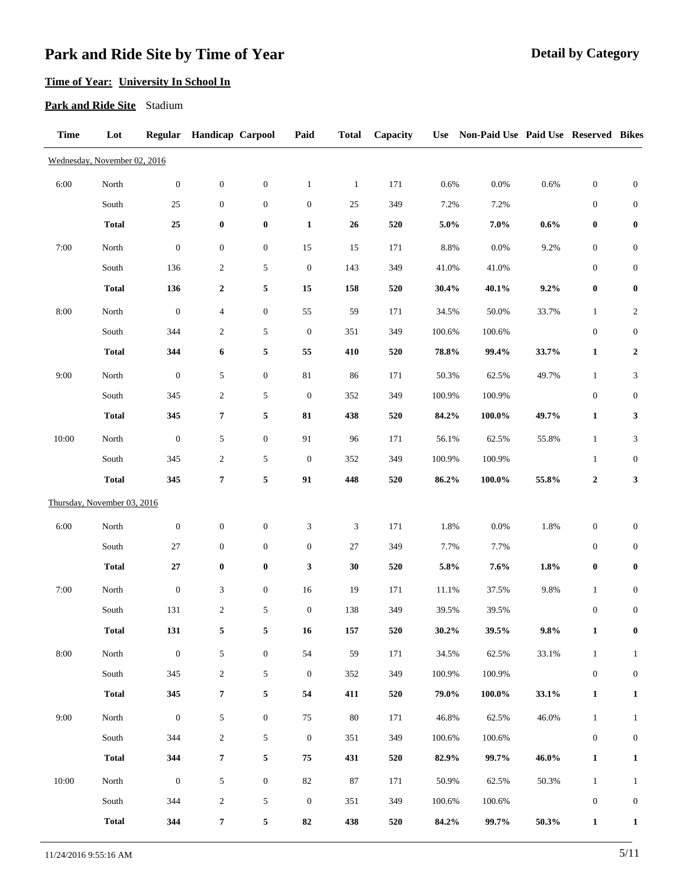# Park and Ride Site by Time of Year

**Detail by Category**

**Time of Year: University In School In**

**Park and Ride Site** Stadium

| Time | Lot | Regular | Handicap | Carpool | Paid | Total | Capacity | Use | Non-Paid Use | Paid Use | Reserved | Bikes |
|---|---|---|---|---|---|---|---|---|---|---|---|---|
| Wednesday, November 02, 2016 | | | | | | | | | | | | |
| 6:00 | North | 0 | 0 | 0 | 1 | 1 | 171 | 0.6% | 0.0% | 0.6% | 0 | 0 |
| | South | 25 | 0 | 0 | 0 | 25 | 349 | 7.2% | 7.2% | | 0 | 0 |
| | **Total** | **25** | **0** | **0** | **1** | **26** | **520** | **5.0%** | **7.0%** | **0.6%** | **0** | **0** |
| 7:00 | North | 0 | 0 | 0 | 15 | 15 | 171 | 8.8% | 0.0% | 9.2% | 0 | 0 |
| | South | 136 | 2 | 5 | 0 | 143 | 349 | 41.0% | 41.0% | | 0 | 0 |
| | **Total** | **136** | **2** | **5** | **15** | **158** | **520** | **30.4%** | **40.1%** | **9.2%** | **0** | **0** |
| 8:00 | North | 0 | 4 | 0 | 55 | 59 | 171 | 34.5% | 50.0% | 33.7% | 1 | 2 |
| | South | 344 | 2 | 5 | 0 | 351 | 349 | 100.6% | 100.6% | | 0 | 0 |
| | **Total** | **344** | **6** | **5** | **55** | **410** | **520** | **78.8%** | **99.4%** | **33.7%** | **1** | **2** |
| 9:00 | North | 0 | 5 | 0 | 81 | 86 | 171 | 50.3% | 62.5% | 49.7% | 1 | 3 |
| | South | 345 | 2 | 5 | 0 | 352 | 349 | 100.9% | 100.9% | | 0 | 0 |
| | **Total** | **345** | **7** | **5** | **81** | **438** | **520** | **84.2%** | **100.0%** | **49.7%** | **1** | **3** |
| 10:00 | North | 0 | 5 | 0 | 91 | 96 | 171 | 56.1% | 62.5% | 55.8% | 1 | 3 |
| | South | 345 | 2 | 5 | 0 | 352 | 349 | 100.9% | 100.9% | | 1 | 0 |
| | **Total** | **345** | **7** | **5** | **91** | **448** | **520** | **86.2%** | **100.0%** | **55.8%** | **2** | **3** |
| Thursday, November 03, 2016 | | | | | | | | | | | | |
| 6:00 | North | 0 | 0 | 0 | 3 | 3 | 171 | 1.8% | 0.0% | 1.8% | 0 | 0 |
| | South | 27 | 0 | 0 | 0 | 27 | 349 | 7.7% | 7.7% | | 0 | 0 |
| | **Total** | **27** | **0** | **0** | **3** | **30** | **520** | **5.8%** | **7.6%** | **1.8%** | **0** | **0** |
| 7:00 | North | 0 | 3 | 0 | 16 | 19 | 171 | 11.1% | 37.5% | 9.8% | 1 | 0 |
| | South | 131 | 2 | 5 | 0 | 138 | 349 | 39.5% | 39.5% | | 0 | 0 |
| | **Total** | **131** | **5** | **5** | **16** | **157** | **520** | **30.2%** | **39.5%** | **9.8%** | **1** | **0** |
| 8:00 | North | 0 | 5 | 0 | 54 | 59 | 171 | 34.5% | 62.5% | 33.1% | 1 | 1 |
| | South | 345 | 2 | 5 | 0 | 352 | 349 | 100.9% | 100.9% | | 0 | 0 |
| | **Total** | **345** | **7** | **5** | **54** | **411** | **520** | **79.0%** | **100.0%** | **33.1%** | **1** | **1** |
| 9:00 | North | 0 | 5 | 0 | 75 | 80 | 171 | 46.8% | 62.5% | 46.0% | 1 | 1 |
| | South | 344 | 2 | 5 | 0 | 351 | 349 | 100.6% | 100.6% | | 0 | 0 |
| | **Total** | **344** | **7** | **5** | **75** | **431** | **520** | **82.9%** | **99.7%** | **46.0%** | **1** | **1** |
| 10:00 | North | 0 | 5 | 0 | 82 | 87 | 171 | 50.9% | 62.5% | 50.3% | 1 | 1 |
| | South | 344 | 2 | 5 | 0 | 351 | 349 | 100.6% | 100.6% | | 0 | 0 |
| | **Total** | **344** | **7** | **5** | **82** | **438** | **520** | **84.2%** | **99.7%** | **50.3%** | **1** | **1** |

11/24/2016 9:55:16 AM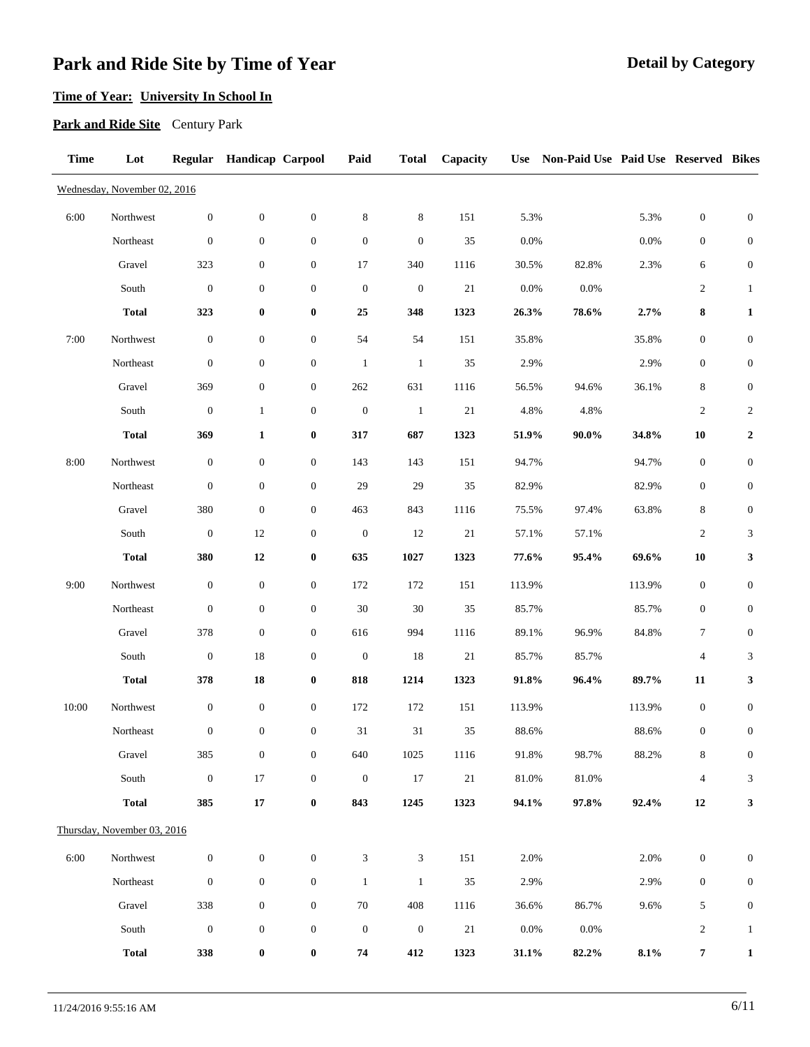# Park and Ride Site by Time of Year

**Detail by Category**

**Time of Year: University In School In**

**Park and Ride Site** Century Park

| Time | Lot | Regular | Handicap | Carpool | Paid | Total | Capacity | Use | Non-Paid Use | Paid Use | Reserved | Bikes |
|---|---|---|---|---|---|---|---|---|---|---|---|---|
| Wednesday, November 02, 2016 | | | | | | | | | | | | |
| 6:00 | Northwest | 0 | 0 | 0 | 8 | 8 | 151 | 5.3% | | 5.3% | 0 | 0 |
| | Northeast | 0 | 0 | 0 | 0 | 0 | 35 | 0.0% | | 0.0% | 0 | 0 |
| | Gravel | 323 | 0 | 0 | 17 | 340 | 1116 | 30.5% | 82.8% | 2.3% | 6 | 0 |
| | South | 0 | 0 | 0 | 0 | 0 | 21 | 0.0% | 0.0% | | 2 | 1 |
| | **Total** | **323** | **0** | **0** | **25** | **348** | **1323** | **26.3%** | **78.6%** | **2.7%** | **8** | **1** |
| 7:00 | Northwest | 0 | 0 | 0 | 54 | 54 | 151 | 35.8% | | 35.8% | 0 | 0 |
| | Northeast | 0 | 0 | 0 | 1 | 1 | 35 | 2.9% | | 2.9% | 0 | 0 |
| | Gravel | 369 | 0 | 0 | 262 | 631 | 1116 | 56.5% | 94.6% | 36.1% | 8 | 0 |
| | South | 0 | 1 | 0 | 0 | 1 | 21 | 4.8% | 4.8% | | 2 | 2 |
| | **Total** | **369** | **1** | **0** | **317** | **687** | **1323** | **51.9%** | **90.0%** | **34.8%** | **10** | **2** |
| 8:00 | Northwest | 0 | 0 | 0 | 143 | 143 | 151 | 94.7% | | 94.7% | 0 | 0 |
| | Northeast | 0 | 0 | 0 | 29 | 29 | 35 | 82.9% | | 82.9% | 0 | 0 |
| | Gravel | 380 | 0 | 0 | 463 | 843 | 1116 | 75.5% | 97.4% | 63.8% | 8 | 0 |
| | South | 0 | 12 | 0 | 0 | 12 | 21 | 57.1% | 57.1% | | 2 | 3 |
| | **Total** | **380** | **12** | **0** | **635** | **1027** | **1323** | **77.6%** | **95.4%** | **69.6%** | **10** | **3** |
| 9:00 | Northwest | 0 | 0 | 0 | 172 | 172 | 151 | 113.9% | | 113.9% | 0 | 0 |
| | Northeast | 0 | 0 | 0 | 30 | 30 | 35 | 85.7% | | 85.7% | 0 | 0 |
| | Gravel | 378 | 0 | 0 | 616 | 994 | 1116 | 89.1% | 96.9% | 84.8% | 7 | 0 |
| | South | 0 | 18 | 0 | 0 | 18 | 21 | 85.7% | 85.7% | | 4 | 3 |
| | **Total** | **378** | **18** | **0** | **818** | **1214** | **1323** | **91.8%** | **96.4%** | **89.7%** | **11** | **3** |
| 10:00 | Northwest | 0 | 0 | 0 | 172 | 172 | 151 | 113.9% | | 113.9% | 0 | 0 |
| | Northeast | 0 | 0 | 0 | 31 | 31 | 35 | 88.6% | | 88.6% | 0 | 0 |
| | Gravel | 385 | 0 | 0 | 640 | 1025 | 1116 | 91.8% | 98.7% | 88.2% | 8 | 0 |
| | South | 0 | 17 | 0 | 0 | 17 | 21 | 81.0% | 81.0% | | 4 | 3 |
| | **Total** | **385** | **17** | **0** | **843** | **1245** | **1323** | **94.1%** | **97.8%** | **92.4%** | **12** | **3** |
| Thursday, November 03, 2016 | | | | | | | | | | | | |
| 6:00 | Northwest | 0 | 0 | 0 | 3 | 3 | 151 | 2.0% | | 2.0% | 0 | 0 |
| | Northeast | 0 | 0 | 0 | 1 | 1 | 35 | 2.9% | | 2.9% | 0 | 0 |
| | Gravel | 338 | 0 | 0 | 70 | 408 | 1116 | 36.6% | 86.7% | 9.6% | 5 | 0 |
| | South | 0 | 0 | 0 | 0 | 0 | 21 | 0.0% | 0.0% | | 2 | 1 |
| | **Total** | **338** | **0** | **0** | **74** | **412** | **1323** | **31.1%** | **82.2%** | **8.1%** | **7** | **1** |

11/24/2016 9:55:16 AM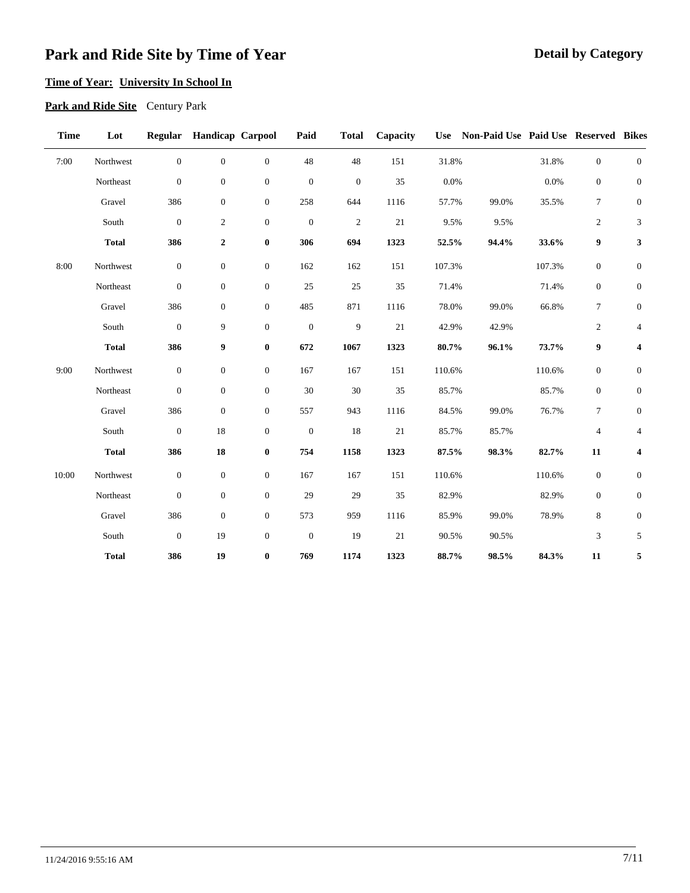# Park and Ride Site by Time of Year

## Detail by Category

**Time of Year: University In School In**

**Park and Ride Site** Century Park

| Time | Lot | Regular | Handicap | Carpool | Paid | Total | Capacity | Use | Non-Paid Use | Paid Use | Reserved | Bikes |
|---|---|---|---|---|---|---|---|---|---|---|---|---|
| 7:00 | Northwest | 0 | 0 | 0 | 48 | 48 | 151 | 31.8% | | 31.8% | 0 | 0 |
| | Northeast | 0 | 0 | 0 | 0 | 0 | 35 | 0.0% | | 0.0% | 0 | 0 |
| | Gravel | 386 | 0 | 0 | 258 | 644 | 1116 | 57.7% | 99.0% | 35.5% | 7 | 0 |
| | South | 0 | 2 | 0 | 0 | 2 | 21 | 9.5% | 9.5% | | 2 | 3 |
| | **Total** | **386** | **2** | **0** | **306** | **694** | **1323** | **52.5%** | **94.4%** | **33.6%** | **9** | **3** |
| 8:00 | Northwest | 0 | 0 | 0 | 162 | 162 | 151 | 107.3% | | 107.3% | 0 | 0 |
| | Northeast | 0 | 0 | 0 | 25 | 25 | 35 | 71.4% | | 71.4% | 0 | 0 |
| | Gravel | 386 | 0 | 0 | 485 | 871 | 1116 | 78.0% | 99.0% | 66.8% | 7 | 0 |
| | South | 0 | 9 | 0 | 0 | 9 | 21 | 42.9% | 42.9% | | 2 | 4 |
| | **Total** | **386** | **9** | **0** | **672** | **1067** | **1323** | **80.7%** | **96.1%** | **73.7%** | **9** | **4** |
| 9:00 | Northwest | 0 | 0 | 0 | 167 | 167 | 151 | 110.6% | | 110.6% | 0 | 0 |
| | Northeast | 0 | 0 | 0 | 30 | 30 | 35 | 85.7% | | 85.7% | 0 | 0 |
| | Gravel | 386 | 0 | 0 | 557 | 943 | 1116 | 84.5% | 99.0% | 76.7% | 7 | 0 |
| | South | 0 | 18 | 0 | 0 | 18 | 21 | 85.7% | 85.7% | | 4 | 4 |
| | **Total** | **386** | **18** | **0** | **754** | **1158** | **1323** | **87.5%** | **98.3%** | **82.7%** | **11** | **4** |
| 10:00 | Northwest | 0 | 0 | 0 | 167 | 167 | 151 | 110.6% | | 110.6% | 0 | 0 |
| | Northeast | 0 | 0 | 0 | 29 | 29 | 35 | 82.9% | | 82.9% | 0 | 0 |
| | Gravel | 386 | 0 | 0 | 573 | 959 | 1116 | 85.9% | 99.0% | 78.9% | 8 | 0 |
| | South | 0 | 19 | 0 | 0 | 19 | 21 | 90.5% | 90.5% | | 3 | 5 |
| | **Total** | **386** | **19** | **0** | **769** | **1174** | **1323** | **88.7%** | **98.5%** | **84.3%** | **11** | **5** |

11/24/2016 9:55:16 AM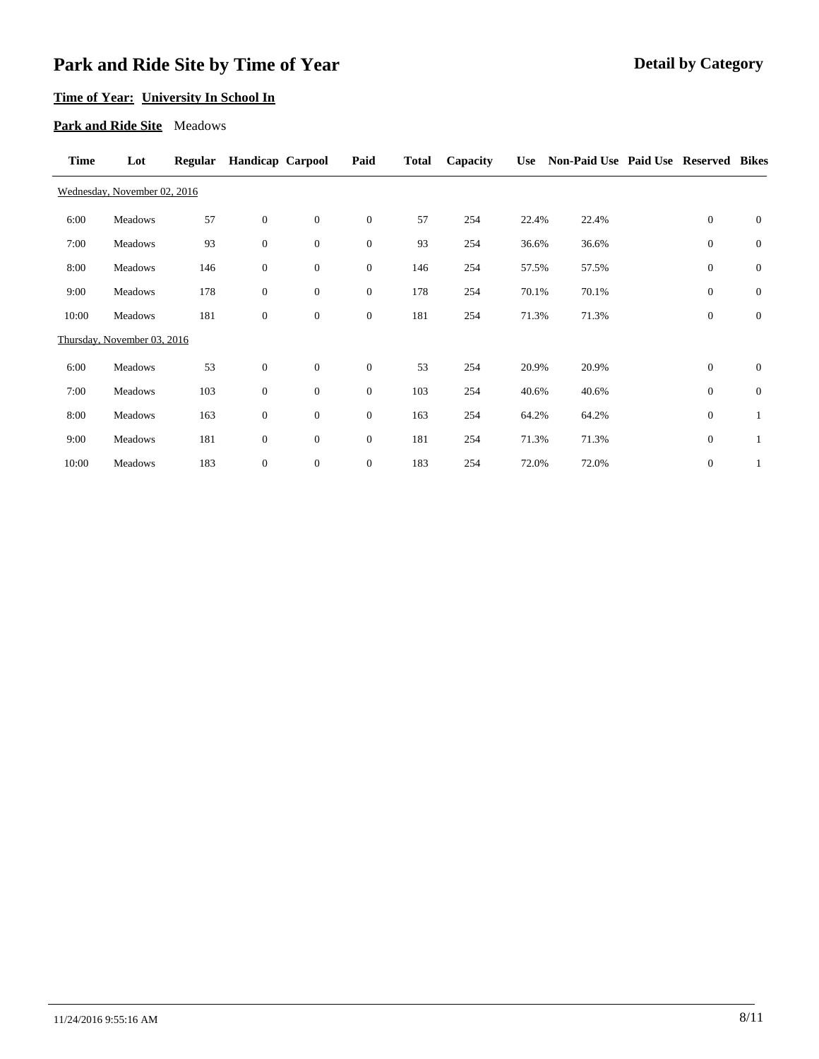# Park and Release Site by Time of Year

**Detail by Category**

**Time of Year: University In School In**

**Park and Ride Site** Meadows

| Time | Lot | Regular | Handicap | Carpool | Paid | Total | Capacity | Use | Non-Paid Use | Paid Use | Reserved | Bikes |
|---|---|---|---|---|---|---|---|---|---|---|---|---|
| Wednesday, November 02, 2016 | | | | | | | | | | | | |
| 6:00 | Meadows | 57 | 0 | 0 | 0 | 57 | 254 | 22.4% | 22.4% | | 0 | 0 |
| 7:00 | Meadows | 93 | 0 | 0 | 0 | 93 | 254 | 36.6% | 36.6% | | 0 | 0 |
| 8:00 | Meadows | 146 | 0 | 0 | 0 | 146 | 254 | 57.5% | 57.5% | | 0 | 0 |
| 9:00 | Meadows | 178 | 0 | 0 | 0 | 178 | 254 | 70.1% | 70.1% | | 0 | 0 |
| 10:00 | Meadows | 181 | 0 | 0 | 0 | 181 | 254 | 71.3% | 71.3% | | 0 | 0 |
| Thursday, November 03, 2016 | | | | | | | | | | | | |
| 6:00 | Meadows | 53 | 0 | 0 | 0 | 53 | 254 | 20.9% | 20.9% | | 0 | 0 |
| 7:00 | Meadows | 103 | 0 | 0 | 0 | 103 | 254 | 40.6% | 40.6% | | 0 | 0 |
| 8:00 | Meadows | 163 | 0 | 0 | 0 | 163 | 254 | 64.2% | 64.2% | | 0 | 1 |
| 9:00 | Meadows | 181 | 0 | 0 | 0 | 181 | 254 | 71.3% | 71.3% | | 0 | 1 |
| 10:00 | Meadows | 183 | 0 | 0 | 0 | 183 | 254 | 72.0% | 72.0% | | 0 | 1 |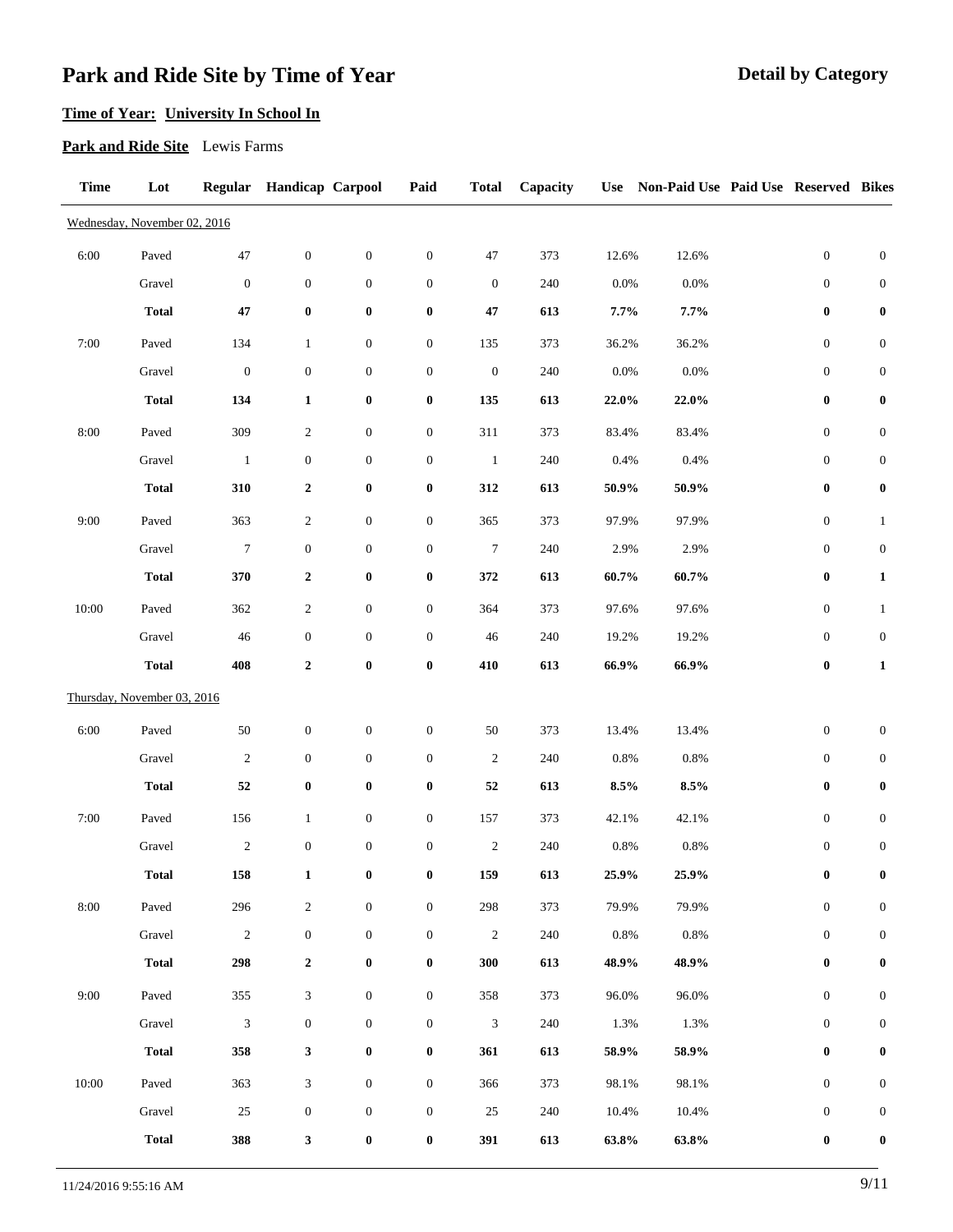# Park and Ride Site by Time of Year

**Detail by Category**

**Time of Year: University In School In**

**Park and Ride Site** Lewis Farms

| Time | Lot | Regular | Handicap | Carpool | Paid | Total | Capacity | Use | Non-Paid Use | Paid Use | Reserved | Bikes |
|---|---|---|---|---|---|---|---|---|---|---|---|---|
| Wednesday, November 02, 2016 | | | | | | | | | | | | |
| 6:00 | Paved | 47 | 0 | 0 | 0 | 47 | 373 | 12.6% | 12.6% | | 0 | 0 |
| | Gravel | 0 | 0 | 0 | 0 | 0 | 240 | 0.0% | 0.0% | | 0 | 0 |
| | **Total** | **47** | **0** | **0** | **0** | **47** | **613** | **7.7%** | **7.7%** | | **0** | **0** |
| 7:00 | Paved | 134 | 1 | 0 | 0 | 135 | 373 | 36.2% | 36.2% | | 0 | 0 |
| | Gravel | 0 | 0 | 0 | 0 | 0 | 240 | 0.0% | 0.0% | | 0 | 0 |
| | **Total** | **134** | **1** | **0** | **0** | **135** | **613** | **22.0%** | **22.0%** | | **0** | **0** |
| 8:00 | Paved | 309 | 2 | 0 | 0 | 311 | 373 | 83.4% | 83.4% | | 0 | 0 |
| | Gravel | 1 | 0 | 0 | 0 | 1 | 240 | 0.4% | 0.4% | | 0 | 0 |
| | **Total** | **310** | **2** | **0** | **0** | **312** | **613** | **50.9%** | **50.9%** | | **0** | **0** |
| 9:00 | Paved | 363 | 2 | 0 | 0 | 365 | 373 | 97.9% | 97.9% | | 0 | 1 |
| | Gravel | 7 | 0 | 0 | 0 | 7 | 240 | 2.9% | 2.9% | | 0 | 0 |
| | **Total** | **370** | **2** | **0** | **0** | **372** | **613** | **60.7%** | **60.7%** | | **0** | **1** |
| 10:00 | Paved | 362 | 2 | 0 | 0 | 364 | 373 | 97.6% | 97.6% | | 0 | 1 |
| | Gravel | 46 | 0 | 0 | 0 | 46 | 240 | 19.2% | 19.2% | | 0 | 0 |
| | **Total** | **408** | **2** | **0** | **0** | **410** | **613** | **66.9%** | **66.9%** | | **0** | **1** |
| Thursday, November 03, 2016 | | | | | | | | | | | | |
| 6:00 | Paved | 50 | 0 | 0 | 0 | 50 | 373 | 13.4% | 13.4% | | 0 | 0 |
| | Gravel | 2 | 0 | 0 | 0 | 2 | 240 | 0.8% | 0.8% | | 0 | 0 |
| | **Total** | **52** | **0** | **0** | **0** | **52** | **613** | **8.5%** | **8.5%** | | **0** | **0** |
| 7:00 | Paved | 156 | 1 | 0 | 0 | 157 | 373 | 42.1% | 42.1% | | 0 | 0 |
| | Gravel | 2 | 0 | 0 | 0 | 2 | 240 | 0.8% | 0.8% | | 0 | 0 |
| | **Total** | **158** | **1** | **0** | **0** | **159** | **613** | **25.9%** | **25.9%** | | **0** | **0** |
| 8:00 | Paved | 296 | 2 | 0 | 0 | 298 | 373 | 79.9% | 79.9% | | 0 | 0 |
| | Gravel | 2 | 0 | 0 | 0 | 2 | 240 | 0.8% | 0.8% | | 0 | 0 |
| | **Total** | **298** | **2** | **0** | **0** | **300** | **613** | **48.9%** | **48.9%** | | **0** | **0** |
| 9:00 | Paved | 355 | 3 | 0 | 0 | 358 | 373 | 96.0% | 96.0% | | 0 | 0 |
| | Gravel | 3 | 0 | 0 | 0 | 3 | 240 | 1.3% | 1.3% | | 0 | 0 |
| | **Total** | **358** | **3** | **0** | **0** | **361** | **613** | **58.9%** | **58.9%** | | **0** | **0** |
| 10:00 | Paved | 363 | 3 | 0 | 0 | 366 | 373 | 98.1% | 98.1% | | 0 | 0 |
| | Gravel | 25 | 0 | 0 | 0 | 25 | 240 | 10.4% | 10.4% | | 0 | 0 |
| | **Total** | **388** | **3** | **0** | **0** | **391** | **613** | **63.8%** | **63.8%** | | **0** | **0** |

11/24/2016 9:55:16 AM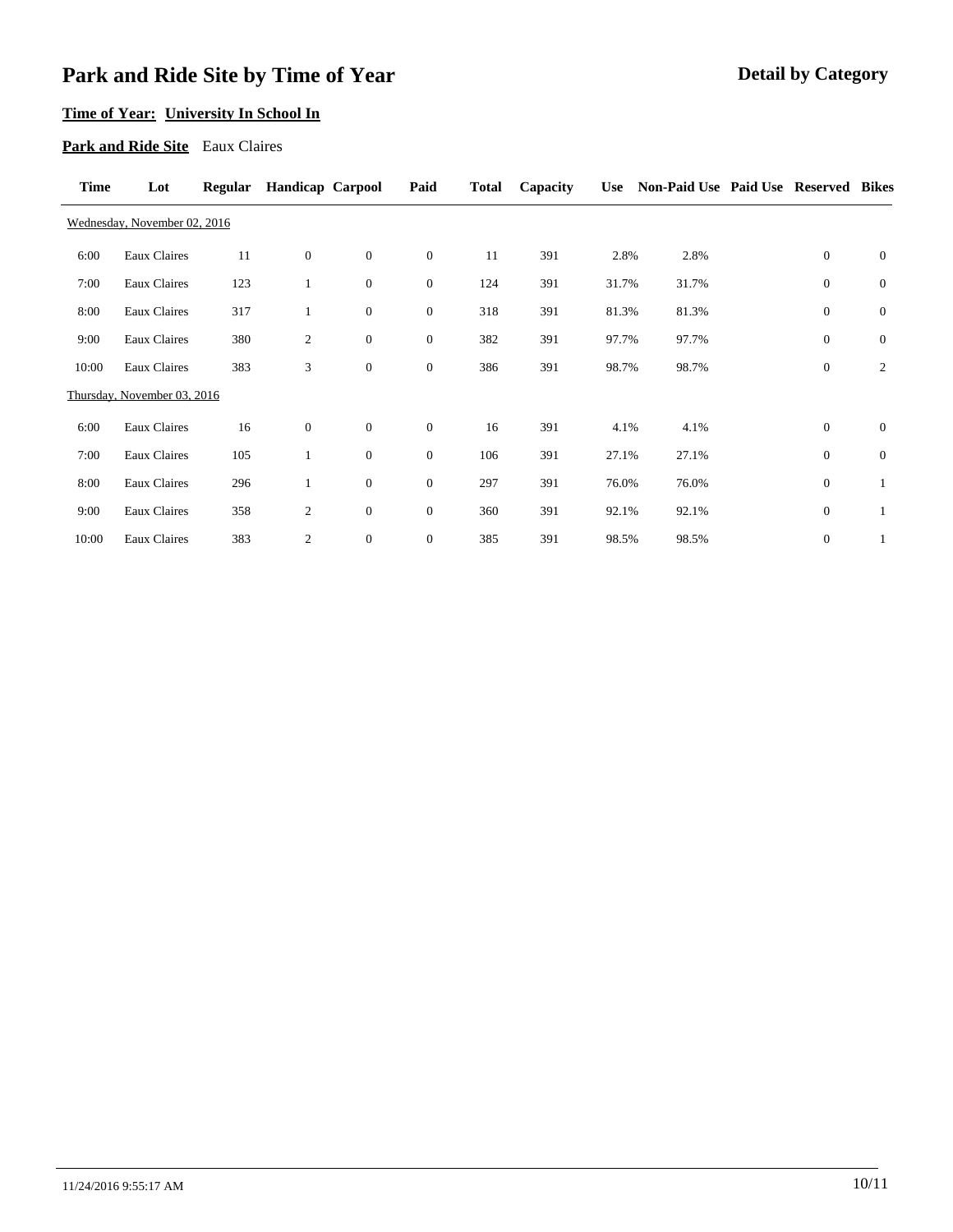# Park and Ride Site by Time of Year

## Detail by Category

**Time of Year: University In School In**

**Park and Ride Site** Eaux Claires

| Time | Lot | Regular | Handicap | Carpool | Paid | Total | Capacity | Use | Non-Paid Use | Paid Use | Reserved | Bikes |
|---|---|---|---|---|---|---|---|---|---|---|---|---|
| Wednesday, November 02, 2016 | | | | | | | | | | | | |
| 6:00 | Eaux Claires | 11 | 0 | 0 | 0 | 11 | 391 | 2.8% | 2.8% | | 0 | 0 |
| 7:00 | Eaux Claires | 123 | 1 | 0 | 0 | 124 | 391 | 31.7% | 31.7% | | 0 | 0 |
| 8:00 | Eaux Claires | 317 | 1 | 0 | 0 | 318 | 391 | 81.3% | 81.3% | | 0 | 0 |
| 9:00 | Eaux Claires | 380 | 2 | 0 | 0 | 382 | 391 | 97.7% | 97.7% | | 0 | 0 |
| 10:00 | Eaux Claires | 383 | 3 | 0 | 0 | 386 | 391 | 98.7% | 98.7% | | 0 | 2 |
| Thursday, November 03, 2016 | | | | | | | | | | | | |
| 6:00 | Eaux Claires | 16 | 0 | 0 | 0 | 16 | 391 | 4.1% | 4.1% | | 0 | 0 |
| 7:00 | Eaux Claires | 105 | 1 | 0 | 0 | 106 | 391 | 27.1% | 27.1% | | 0 | 0 |
| 8:00 | Eaux Claires | 296 | 1 | 0 | 0 | 297 | 391 | 76.0% | 76.0% | | 0 | 1 |
| 9:00 | Eaux Claires | 358 | 2 | 0 | 0 | 360 | 391 | 92.1% | 92.1% | | 0 | 1 |
| 10:00 | Eaux Claires | 383 | 2 | 0 | 0 | 385 | 391 | 98.5% | 98.5% | | 0 | 1 |

11/24/2016 9:55:17 AM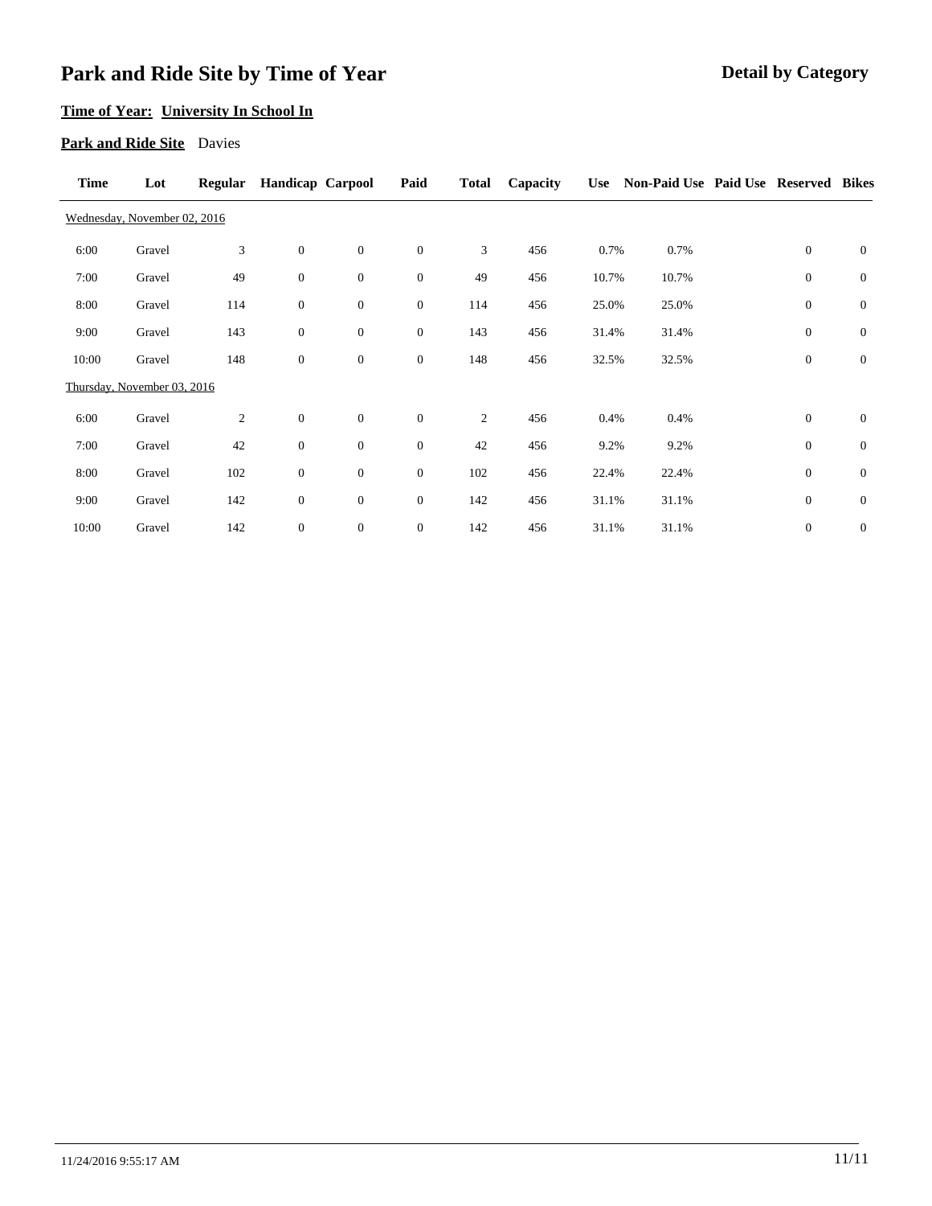# Park and Ride Site by Time of Year

## Detail by Category

**Time of Year: University In School In**

**Park and Ride Site** Davies

| Time | Lot | Regular | Handicap | Carpool | Paid | Total | Capacity | Use | Non-Paid Use | Paid Use | Reserved | Bikes |
|---|---|---|---|---|---|---|---|---|---|---|---|---|
| Wednesday, November 02, 2016 | | | | | | | | | | | | |
| 6:00 | Gravel | 3 | 0 | 0 | 0 | 3 | 456 | 0.7% | 0.7% | | 0 | 0 |
| 7:00 | Gravel | 49 | 0 | 0 | 0 | 49 | 456 | 10.7% | 10.7% | | 0 | 0 |
| 8:00 | Gravel | 114 | 0 | 0 | 0 | 114 | 456 | 25.0% | 25.0% | | 0 | 0 |
| 9:00 | Gravel | 143 | 0 | 0 | 0 | 143 | 456 | 31.4% | 31.4% | | 0 | 0 |
| 10:00 | Gravel | 148 | 0 | 0 | 0 | 148 | 456 | 32.5% | 32.5% | | 0 | 0 |
| Thursday, November 03, 2016 | | | | | | | | | | | | |
| 6:00 | Gravel | 2 | 0 | 0 | 0 | 2 | 456 | 0.4% | 0.4% | | 0 | 0 |
| 7:00 | Gravel | 42 | 0 | 0 | 0 | 42 | 456 | 9.2% | 9.2% | | 0 | 0 |
| 8:00 | Gravel | 102 | 0 | 0 | 0 | 102 | 456 | 22.4% | 22.4% | | 0 | 0 |
| 9:00 | Gravel | 142 | 0 | 0 | 0 | 142 | 456 | 31.1% | 31.1% | | 0 | 0 |
| 10:00 | Gravel | 142 | 0 | 0 | 0 | 142 | 456 | 31.1% | 31.1% | | 0 | 0 |

11/24/2016 9:55:17 AM